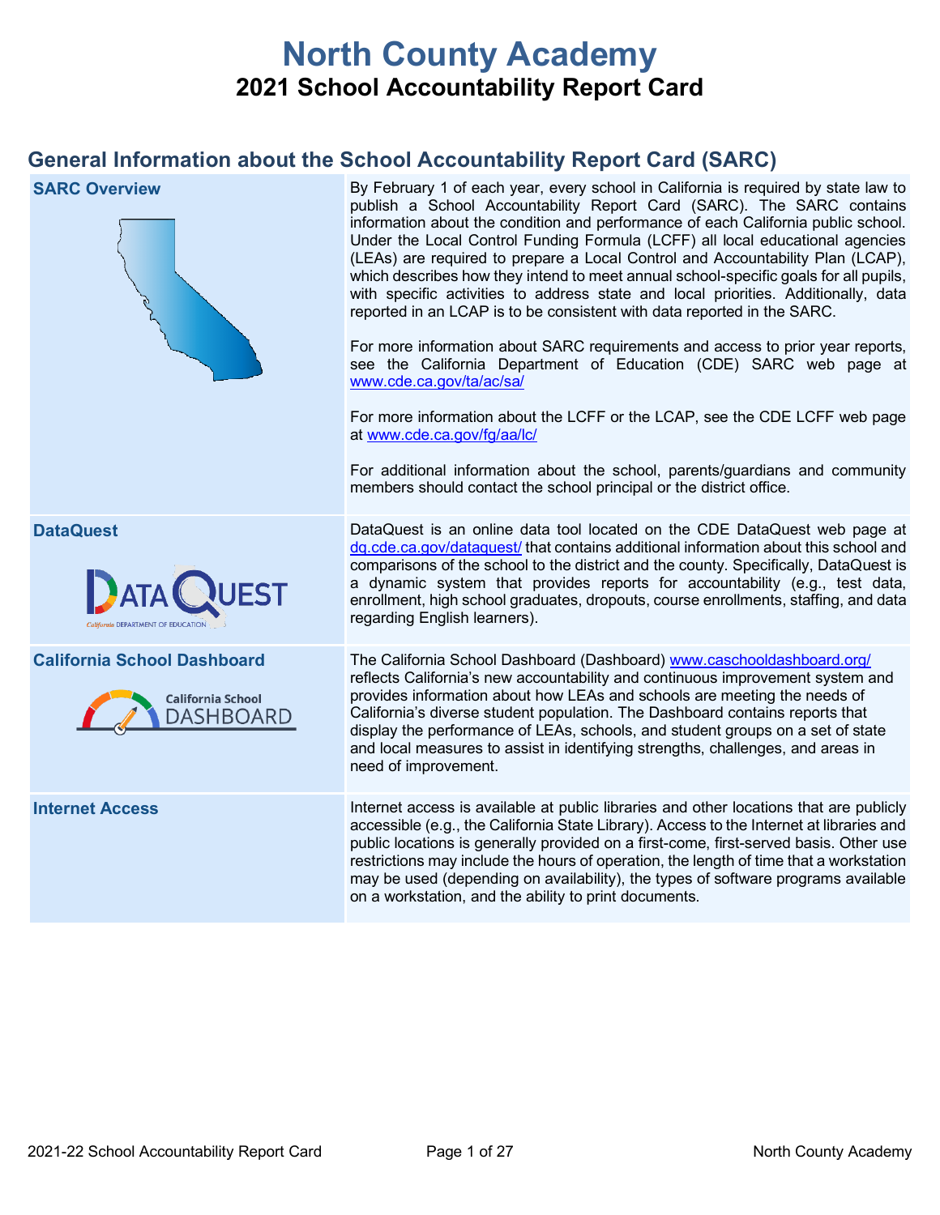# North County Academy

## 2021 School Accountability Report Card

## General Information about the School Accountability Report Card (SARC)

| | |
|---|---|
| **SARC Overview** | By February 1 of each year, every school in California is required by state law to publish a School Accountability Report Card (SARC). The SARC contains information about the condition and performance of each California public school. Under the Local Control Funding Formula (LCFF) all local educational agencies (LEAs) are required to prepare a Local Control and Accountability Plan (LCAP), which describes how they intend to meet annual school-specific goals for all pupils, with specific activities to address state and local priorities. Additionally, data reported in an LCAP is to be consistent with data reported in the SARC.<br><br>For more information about SARC requirements and access to prior year reports, see the California Department of Education (CDE) SARC web page at www.cde.ca.gov/ta/ac/sa/<br><br>For more information about the LCFF or the LCAP, see the CDE LCFF web page at www.cde.ca.gov/fg/aa/lc/<br><br>For additional information about the school, parents/guardians and community members should contact the school principal or the district office. |
| **DataQuest** | DataQuest is an online data tool located on the CDE DataQuest web page at dq.cde.ca.gov/dataquest/ that contains additional information about this school and comparisons of the school to the district and the county. Specifically, DataQuest is a dynamic system that provides reports for accountability (e.g., test data, enrollment, high school graduates, dropouts, course enrollments, staffing, and data regarding English learners). |
| **California School Dashboard** | The California School Dashboard (Dashboard) www.caschooldashboard.org/ reflects California's new accountability and continuous improvement system and provides information about how LEAs and schools are meeting the needs of California's diverse student population. The Dashboard contains reports that display the performance of LEAs, schools, and student groups on a set of state and local measures to assist in identifying strengths, challenges, and areas in need of improvement. |
| **Internet Access** | Internet access is available at public libraries and other locations that are publicly accessible (e.g., the California State Library). Access to the Internet at libraries and public locations is generally provided on a first-come, first-served basis. Other use restrictions may include the hours of operation, the length of time that a workstation may be used (depending on availability), the types of software programs available on a workstation, and the ability to print documents. |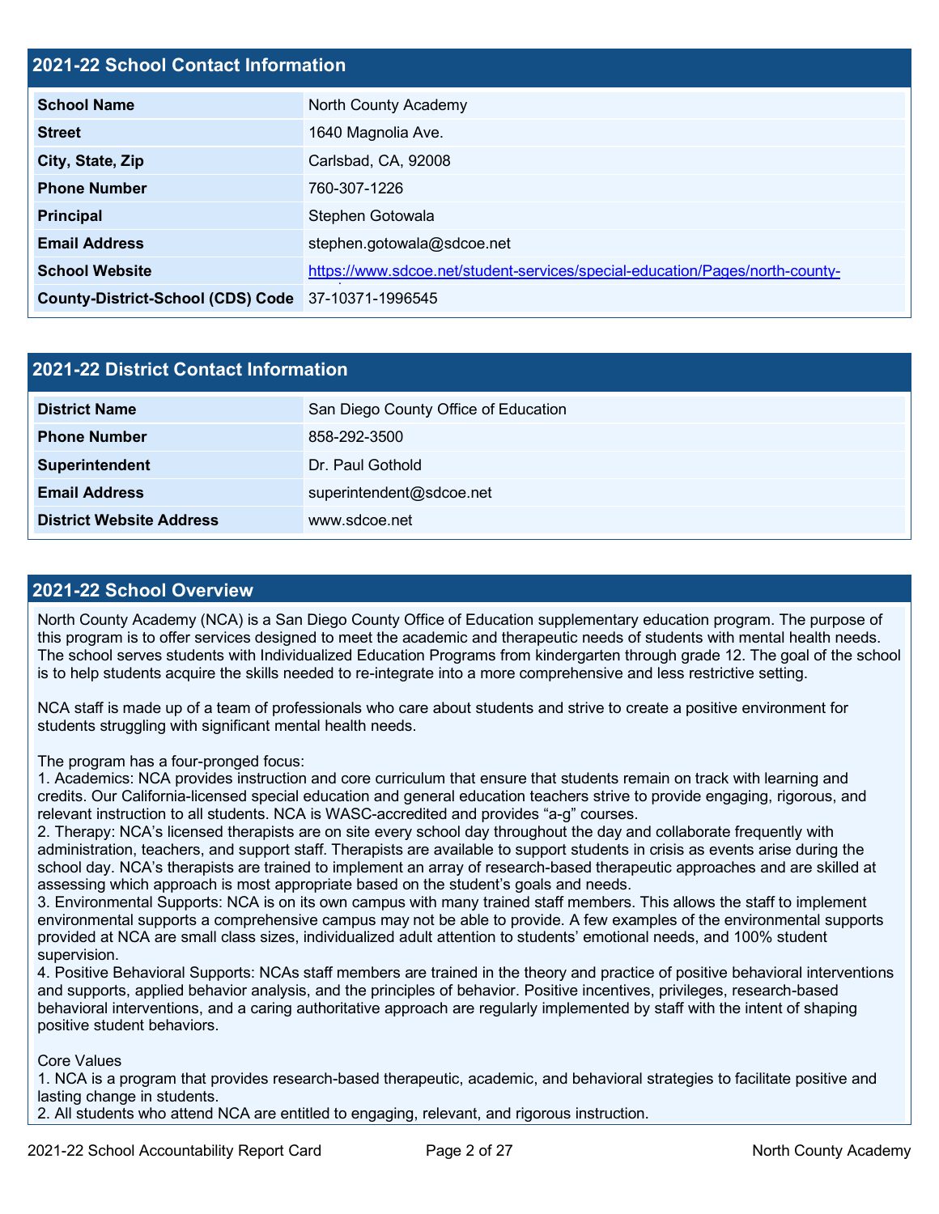## 2021-22 School Contact Information

| | |
|---|---|
| **School Name** | North County Academy |
| **Street** | 1640 Magnolia Ave. |
| **City, State, Zip** | Carlsbad, CA, 92008 |
| **Phone Number** | 760-307-1226 |
| **Principal** | Stephen Gotowala |
| **Email Address** | stephen.gotowala@sdcoe.net |
| **School Website** | https://www.sdcoe.net/student-services/special-education/Pages/north-county- |
| **County-District-School (CDS) Code** | 37-10371-1996545 |

## 2021-22 District Contact Information

| | |
|---|---|
| **District Name** | San Diego County Office of Education |
| **Phone Number** | 858-292-3500 |
| **Superintendent** | Dr. Paul Gothold |
| **Email Address** | superintendent@sdcoe.net |
| **District Website Address** | www.sdcoe.net |

## 2021-22 School Overview

North County Academy (NCA) is a San Diego County Office of Education supplementary education program. The purpose of this program is to offer services designed to meet the academic and therapeutic needs of students with mental health needs. The school serves students with Individualized Education Programs from kindergarten through grade 12. The goal of the school is to help students acquire the skills needed to re-integrate into a more comprehensive and less restrictive setting.

NCA staff is made up of a team of professionals who care about students and strive to create a positive environment for students struggling with significant mental health needs.

The program has a four-pronged focus:
1. Academics: NCA provides instruction and core curriculum that ensure that students remain on track with learning and credits. Our California-licensed special education and general education teachers strive to provide engaging, rigorous, and relevant instruction to all students. NCA is WASC-accredited and provides "a-g" courses.
2. Therapy: NCA's licensed therapists are on site every school day throughout the day and collaborate frequently with administration, teachers, and support staff. Therapists are available to support students in crisis as events arise during the school day. NCA's therapists are trained to implement an array of research-based therapeutic approaches and are skilled at assessing which approach is most appropriate based on the student's goals and needs.
3. Environmental Supports: NCA is on its own campus with many trained staff members. This allows the staff to implement environmental supports a comprehensive campus may not be able to provide. A few examples of the environmental supports provided at NCA are small class sizes, individualized adult attention to students' emotional needs, and 100% student supervision.
4. Positive Behavioral Supports: NCAs staff members are trained in the theory and practice of positive behavioral interventions and supports, applied behavior analysis, and the principles of behavior. Positive incentives, privileges, research-based behavioral interventions, and a caring authoritative approach are regularly implemented by staff with the intent of shaping positive student behaviors.

Core Values
1. NCA is a program that provides research-based therapeutic, academic, and behavioral strategies to facilitate positive and lasting change in students.
2. All students who attend NCA are entitled to engaging, relevant, and rigorous instruction.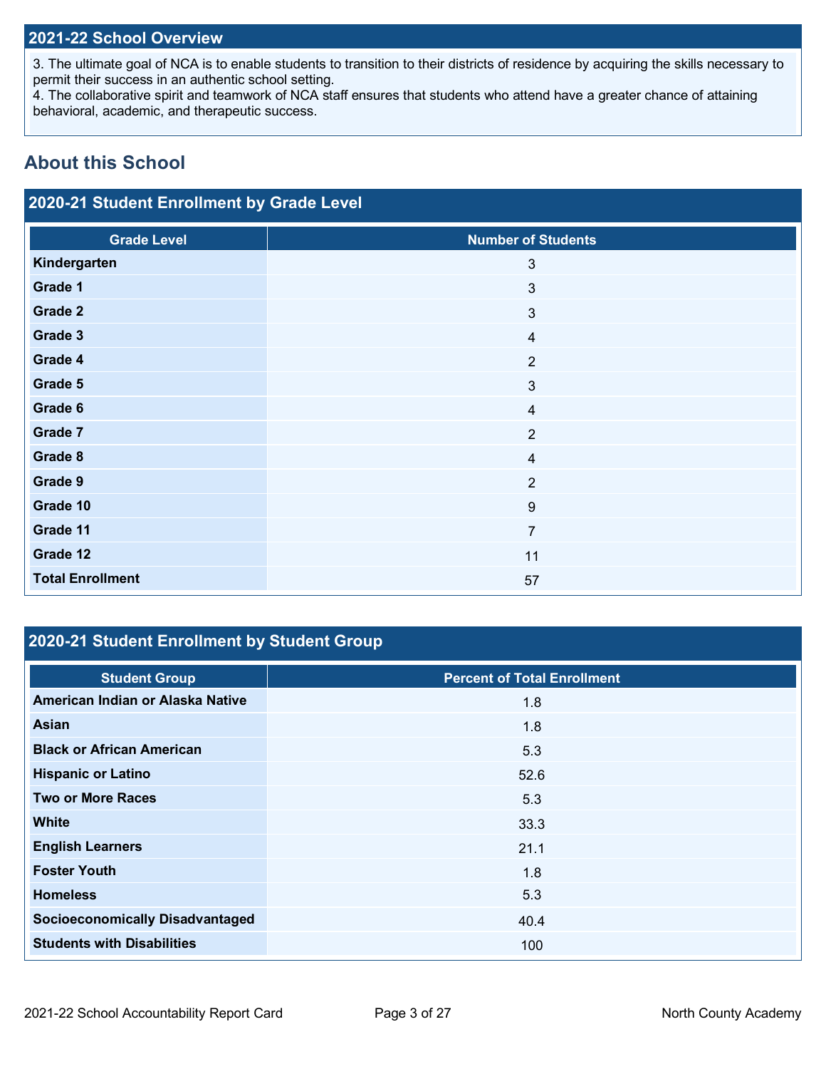## 2021-22 School Overview

3. The ultimate goal of NCA is to enable students to transition to their districts of residence by acquiring the skills necessary to permit their success in an authentic school setting.
4. The collaborative spirit and teamwork of NCA staff ensures that students who attend have a greater chance of attaining behavioral, academic, and therapeutic success.

# About this School

## 2020-21 Student Enrollment by Grade Level

| Grade Level | Number of Students |
|---|---|
| **Kindergarten** | 3 |
| **Grade 1** | 3 |
| **Grade 2** | 3 |
| **Grade 3** | 4 |
| **Grade 4** | 2 |
| **Grade 5** | 3 |
| **Grade 6** | 4 |
| **Grade 7** | 2 |
| **Grade 8** | 4 |
| **Grade 9** | 2 |
| **Grade 10** | 9 |
| **Grade 11** | 7 |
| **Grade 12** | 11 |
| **Total Enrollment** | 57 |

## 2020-21 Student Enrollment by Student Group

| Student Group | Percent of Total Enrollment |
|---|---|
| **American Indian or Alaska Native** | 1.8 |
| **Asian** | 1.8 |
| **Black or African American** | 5.3 |
| **Hispanic or Latino** | 52.6 |
| **Two or More Races** | 5.3 |
| **White** | 33.3 |
| **English Learners** | 21.1 |
| **Foster Youth** | 1.8 |
| **Homeless** | 5.3 |
| **Socioeconomically Disadvantaged** | 40.4 |
| **Students with Disabilities** | 100 |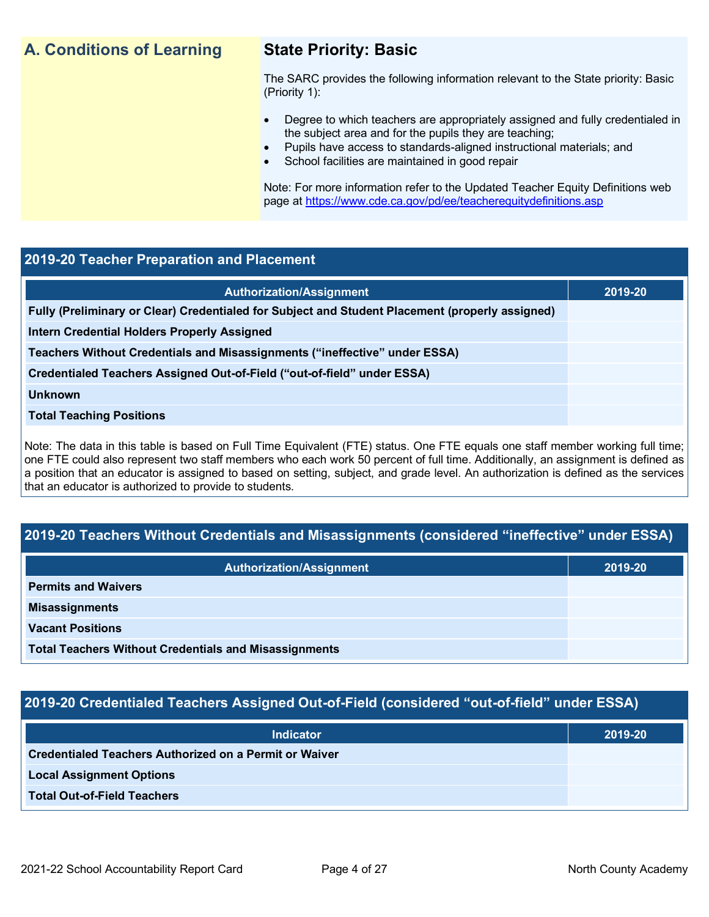## A. Conditions of Learning

### State Priority: Basic

The SARC provides the following information relevant to the State priority: Basic (Priority 1):

- Degree to which teachers are appropriately assigned and fully credentialed in the subject area and for the pupils they are teaching;
- Pupils have access to standards-aligned instructional materials; and
- School facilities are maintained in good repair

Note: For more information refer to the Updated Teacher Equity Definitions web page at https://www.cde.ca.gov/pd/ee/teacherequitydefinitions.asp

### 2019-20 Teacher Preparation and Placement

| Authorization/Assignment | 2019-20 |
|---|---|
| **Fully (Preliminary or Clear) Credentialed for Subject and Student Placement (properly assigned)** | |
| **Intern Credential Holders Properly Assigned** | |
| **Teachers Without Credentials and Misassignments ("ineffective" under ESSA)** | |
| **Credentialed Teachers Assigned Out-of-Field ("out-of-field" under ESSA)** | |
| **Unknown** | |
| **Total Teaching Positions** | |

Note: The data in this table is based on Full Time Equivalent (FTE) status. One FTE equals one staff member working full time; one FTE could also represent two staff members who each work 50 percent of full time. Additionally, an assignment is defined as a position that an educator is assigned to based on setting, subject, and grade level. An authorization is defined as the services that an educator is authorized to provide to students.

### 2019-20 Teachers Without Credentials and Misassignments (considered "ineffective" under ESSA)

| Authorization/Assignment | 2019-20 |
|---|---|
| **Permits and Waivers** | |
| **Misassignments** | |
| **Vacant Positions** | |
| **Total Teachers Without Credentials and Misassignments** | |

### 2019-20 Credentialed Teachers Assigned Out-of-Field (considered "out-of-field" under ESSA)

| Indicator | 2019-20 |
|---|---|
| **Credentialed Teachers Authorized on a Permit or Waiver** | |
| **Local Assignment Options** | |
| **Total Out-of-Field Teachers** | |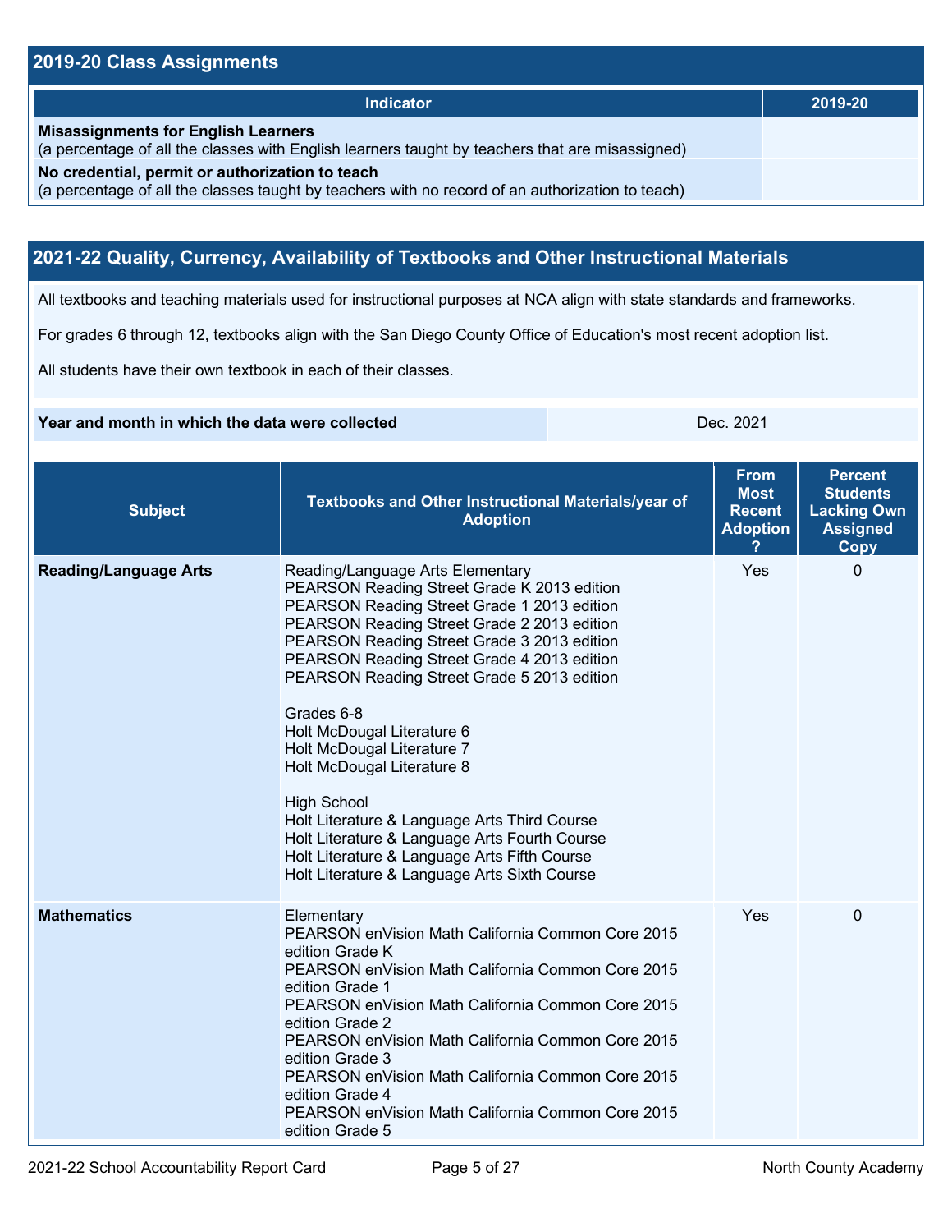## 2019-20 Class Assignments

| Indicator | 2019-20 |
|---|---|
| **Misassignments for English Learners**<br>(a percentage of all the classes with English learners taught by teachers that are misassigned) | |
| **No credential, permit or authorization to teach**<br>(a percentage of all the classes taught by teachers with no record of an authorization to teach) | |

## 2021-22 Quality, Currency, Availability of Textbooks and Other Instructional Materials

All textbooks and teaching materials used for instructional purposes at NCA align with state standards and frameworks.

For grades 6 through 12, textbooks align with the San Diego County Office of Education's most recent adoption list.

All students have their own textbook in each of their classes.

| **Year and month in which the data were collected** | Dec. 2021 |
|---|---|

| Subject | Textbooks and Other Instructional Materials/year of Adoption | From Most Recent Adoption ? | Percent Students Lacking Own Assigned Copy |
|---|---|---|---|
| **Reading/Language Arts** | Reading/Language Arts Elementary<br>PEARSON Reading Street Grade K 2013 edition<br>PEARSON Reading Street Grade 1 2013 edition<br>PEARSON Reading Street Grade 2 2013 edition<br>PEARSON Reading Street Grade 3 2013 edition<br>PEARSON Reading Street Grade 4 2013 edition<br>PEARSON Reading Street Grade 5 2013 edition<br><br>Grades 6-8<br>Holt McDougal Literature 6<br>Holt McDougal Literature 7<br>Holt McDougal Literature 8<br><br>High School<br>Holt Literature & Language Arts Third Course<br>Holt Literature & Language Arts Fourth Course<br>Holt Literature & Language Arts Fifth Course<br>Holt Literature & Language Arts Sixth Course | Yes | 0 |
| **Mathematics** | Elementary<br>PEARSON enVision Math California Common Core 2015 edition Grade K<br>PEARSON enVision Math California Common Core 2015 edition Grade 1<br>PEARSON enVision Math California Common Core 2015 edition Grade 2<br>PEARSON enVision Math California Common Core 2015 edition Grade 3<br>PEARSON enVision Math California Common Core 2015 edition Grade 4<br>PEARSON enVision Math California Common Core 2015 edition Grade 5 | Yes | 0 |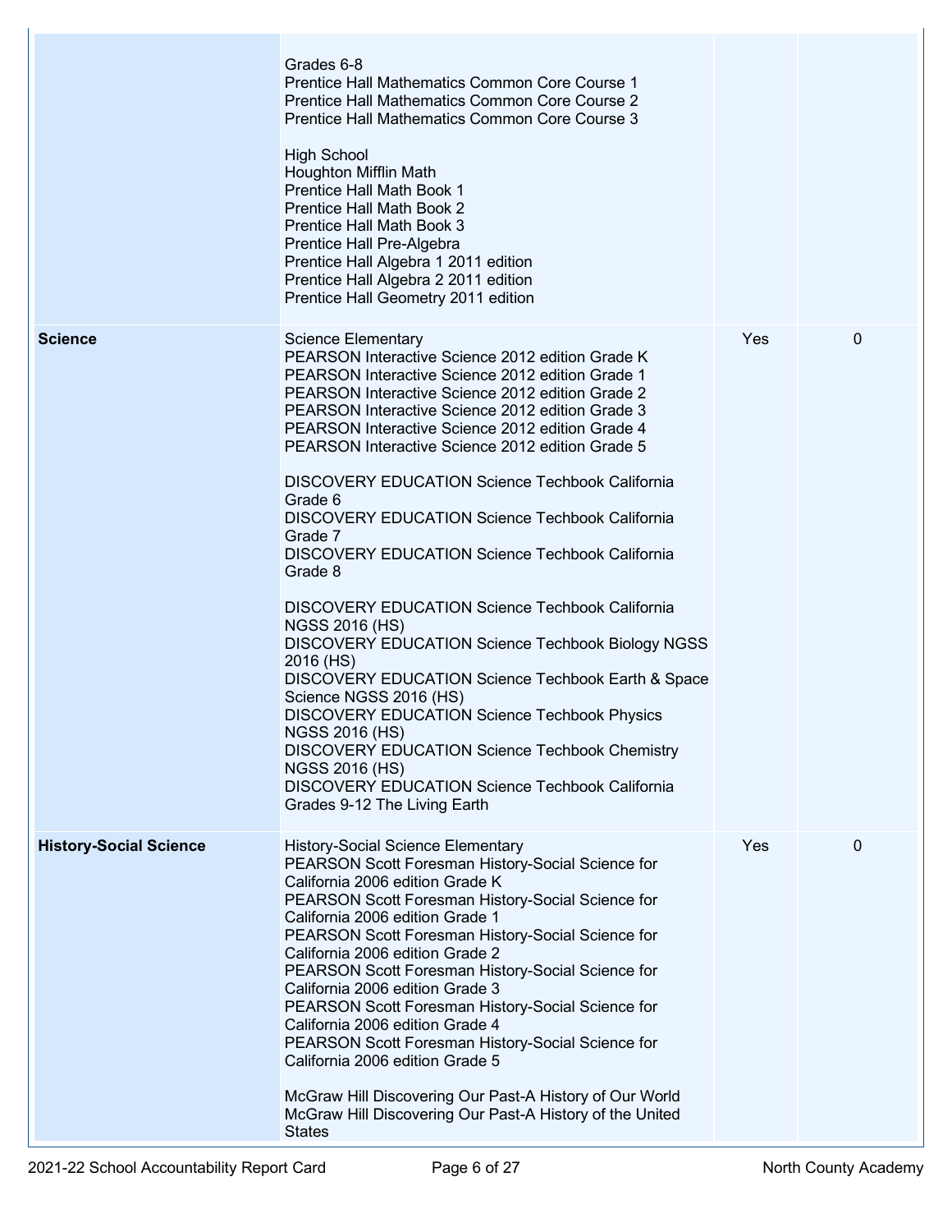| | | | |
|---|---|---|---|
| | Grades 6-8<br>Prentice Hall Mathematics Common Core Course 1<br>Prentice Hall Mathematics Common Core Course 2<br>Prentice Hall Mathematics Common Core Course 3<br><br>High School<br>Houghton Mifflin Math<br>Prentice Hall Math Book 1<br>Prentice Hall Math Book 2<br>Prentice Hall Math Book 3<br>Prentice Hall Pre-Algebra<br>Prentice Hall Algebra 1 2011 edition<br>Prentice Hall Algebra 2 2011 edition<br>Prentice Hall Geometry 2011 edition | | |
| **Science** | Science Elementary<br>PEARSON Interactive Science 2012 edition Grade K<br>PEARSON Interactive Science 2012 edition Grade 1<br>PEARSON Interactive Science 2012 edition Grade 2<br>PEARSON Interactive Science 2012 edition Grade 3<br>PEARSON Interactive Science 2012 edition Grade 4<br>PEARSON Interactive Science 2012 edition Grade 5<br><br>DISCOVERY EDUCATION Science Techbook California Grade 6<br>DISCOVERY EDUCATION Science Techbook California Grade 7<br>DISCOVERY EDUCATION Science Techbook California Grade 8<br><br>DISCOVERY EDUCATION Science Techbook California NGSS 2016 (HS)<br>DISCOVERY EDUCATION Science Techbook Biology NGSS 2016 (HS)<br>DISCOVERY EDUCATION Science Techbook Earth & Space Science NGSS 2016 (HS)<br>DISCOVERY EDUCATION Science Techbook Physics NGSS 2016 (HS)<br>DISCOVERY EDUCATION Science Techbook Chemistry NGSS 2016 (HS)<br>DISCOVERY EDUCATION Science Techbook California Grades 9-12 The Living Earth | Yes | 0 |
| **History-Social Science** | History-Social Science Elementary<br>PEARSON Scott Foresman History-Social Science for California 2006 edition Grade K<br>PEARSON Scott Foresman History-Social Science for California 2006 edition Grade 1<br>PEARSON Scott Foresman History-Social Science for California 2006 edition Grade 2<br>PEARSON Scott Foresman History-Social Science for California 2006 edition Grade 3<br>PEARSON Scott Foresman History-Social Science for California 2006 edition Grade 4<br>PEARSON Scott Foresman History-Social Science for California 2006 edition Grade 5<br><br>McGraw Hill Discovering Our Past-A History of Our World<br>McGraw Hill Discovering Our Past-A History of the United States | Yes | 0 |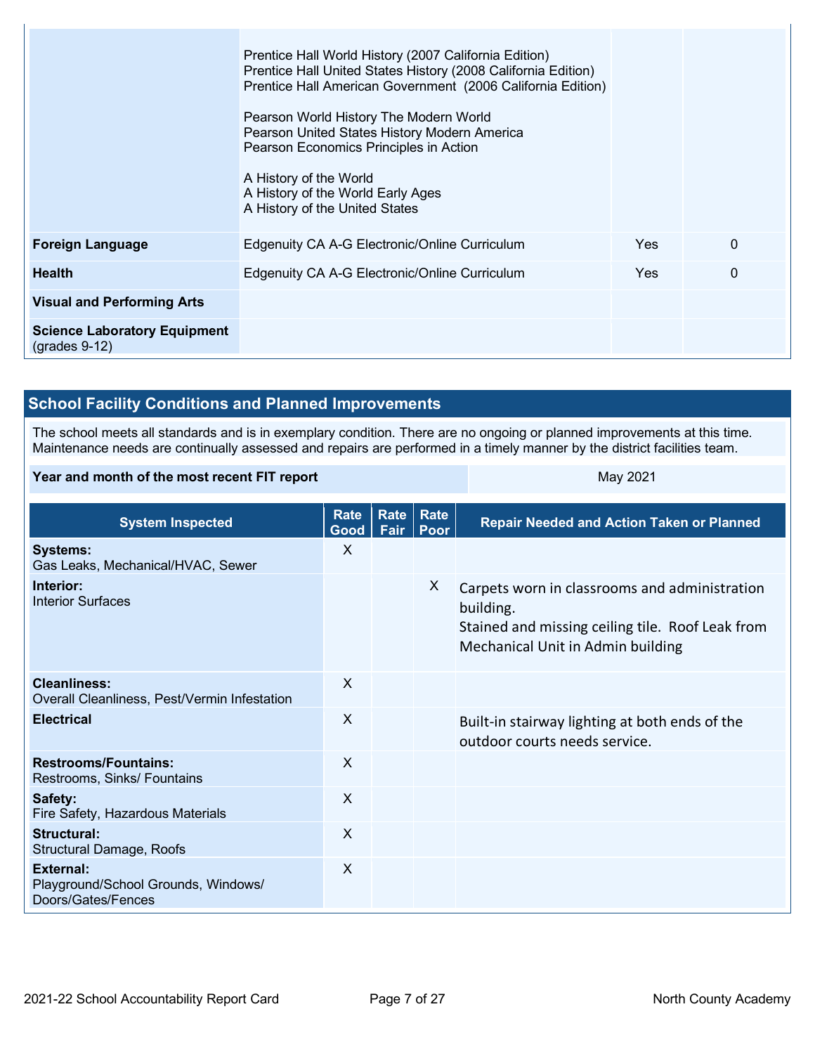| | | | |
|---|---|---|---|
| | Prentice Hall World History (2007 California Edition)<br>Prentice Hall United States History (2008 California Edition)<br>Prentice Hall American Government (2006 California Edition)<br><br>Pearson World History The Modern World<br>Pearson United States History Modern America<br>Pearson Economics Principles in Action<br><br>A History of the World<br>A History of the World Early Ages<br>A History of the United States | | |
| **Foreign Language** | Edgenuity CA A-G Electronic/Online Curriculum | Yes | 0 |
| **Health** | Edgenuity CA A-G Electronic/Online Curriculum | Yes | 0 |
| **Visual and Performing Arts** | | | |
| **Science Laboratory Equipment** (grades 9-12) | | | |

## School Facility Conditions and Planned Improvements

The school meets all standards and is in exemplary condition. There are no ongoing or planned improvements at this time. Maintenance needs are continually assessed and repairs are performed in a timely manner by the district facilities team.

| **Year and month of the most recent FIT report** | May 2021 |
|---|---|

| System Inspected | Rate Good | Rate Fair | Rate Poor | Repair Needed and Action Taken or Planned |
|---|---|---|---|---|
| **Systems:** Gas Leaks, Mechanical/HVAC, Sewer | X | | | |
| **Interior:** Interior Surfaces | | | X | Carpets worn in classrooms and administration building.<br>Stained and missing ceiling tile. Roof Leak from Mechanical Unit in Admin building |
| **Cleanliness:** Overall Cleanliness, Pest/Vermin Infestation | X | | | |
| **Electrical** | X | | | Built-in stairway lighting at both ends of the outdoor courts needs service. |
| **Restrooms/Fountains:** Restrooms, Sinks/ Fountains | X | | | |
| **Safety:** Fire Safety, Hazardous Materials | X | | | |
| **Structural:** Structural Damage, Roofs | X | | | |
| **External:** Playground/School Grounds, Windows/ Doors/Gates/Fences | X | | | |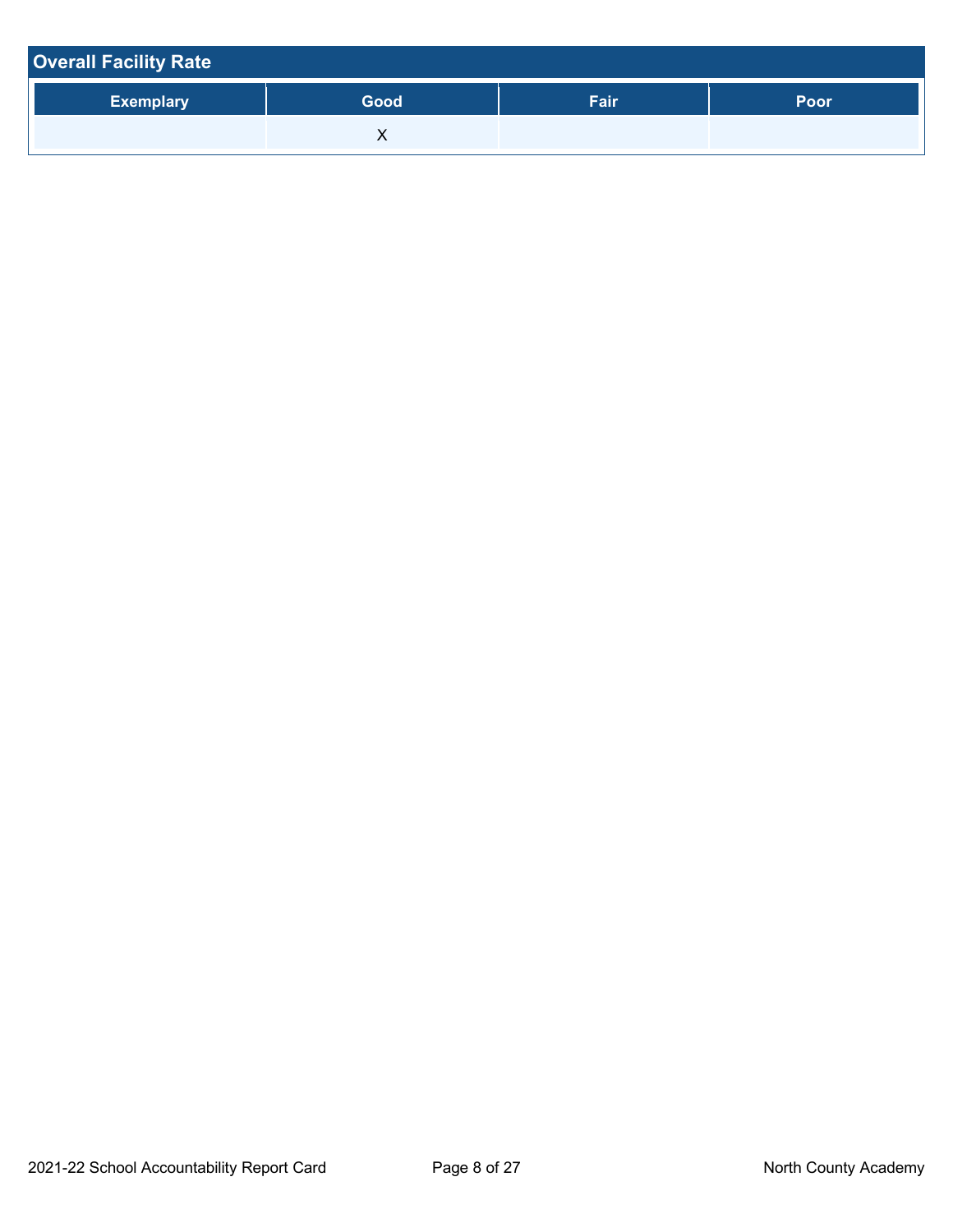| Overall Facility Rate | | | |
|---|---|---|---|
| Exemplary | Good | Fair | Poor |
| | X | | |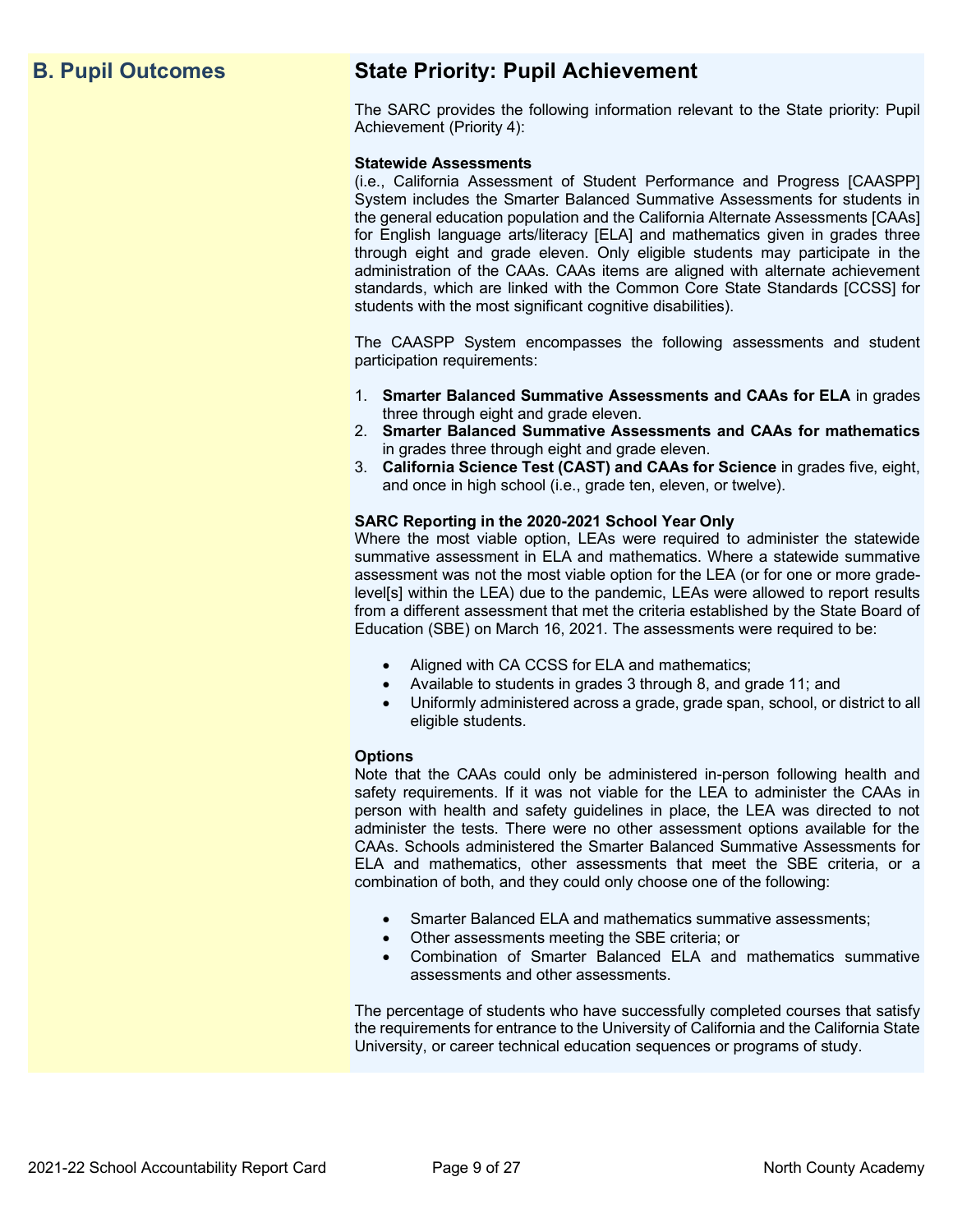## B. Pupil Outcomes

## State Priority: Pupil Achievement

The SARC provides the following information relevant to the State priority: Pupil Achievement (Priority 4):

**Statewide Assessments**
(i.e., California Assessment of Student Performance and Progress [CAASPP] System includes the Smarter Balanced Summative Assessments for students in the general education population and the California Alternate Assessments [CAAs] for English language arts/literacy [ELA] and mathematics given in grades three through eight and grade eleven. Only eligible students may participate in the administration of the CAAs. CAAs items are aligned with alternate achievement standards, which are linked with the Common Core State Standards [CCSS] for students with the most significant cognitive disabilities).

The CAASPP System encompasses the following assessments and student participation requirements:

1. **Smarter Balanced Summative Assessments and CAAs for ELA** in grades three through eight and grade eleven.
2. **Smarter Balanced Summative Assessments and CAAs for mathematics** in grades three through eight and grade eleven.
3. **California Science Test (CAST) and CAAs for Science** in grades five, eight, and once in high school (i.e., grade ten, eleven, or twelve).

**SARC Reporting in the 2020-2021 School Year Only**
Where the most viable option, LEAs were required to administer the statewide summative assessment in ELA and mathematics. Where a statewide summative assessment was not the most viable option for the LEA (or for one or more grade-level[s] within the LEA) due to the pandemic, LEAs were allowed to report results from a different assessment that met the criteria established by the State Board of Education (SBE) on March 16, 2021. The assessments were required to be:

- Aligned with CA CCSS for ELA and mathematics;
- Available to students in grades 3 through 8, and grade 11; and
- Uniformly administered across a grade, grade span, school, or district to all eligible students.

**Options**
Note that the CAAs could only be administered in-person following health and safety requirements. If it was not viable for the LEA to administer the CAAs in person with health and safety guidelines in place, the LEA was directed to not administer the tests. There were no other assessment options available for the CAAs. Schools administered the Smarter Balanced Summative Assessments for ELA and mathematics, other assessments that meet the SBE criteria, or a combination of both, and they could only choose one of the following:

- Smarter Balanced ELA and mathematics summative assessments;
- Other assessments meeting the SBE criteria; or
- Combination of Smarter Balanced ELA and mathematics summative assessments and other assessments.

The percentage of students who have successfully completed courses that satisfy the requirements for entrance to the University of California and the California State University, or career technical education sequences or programs of study.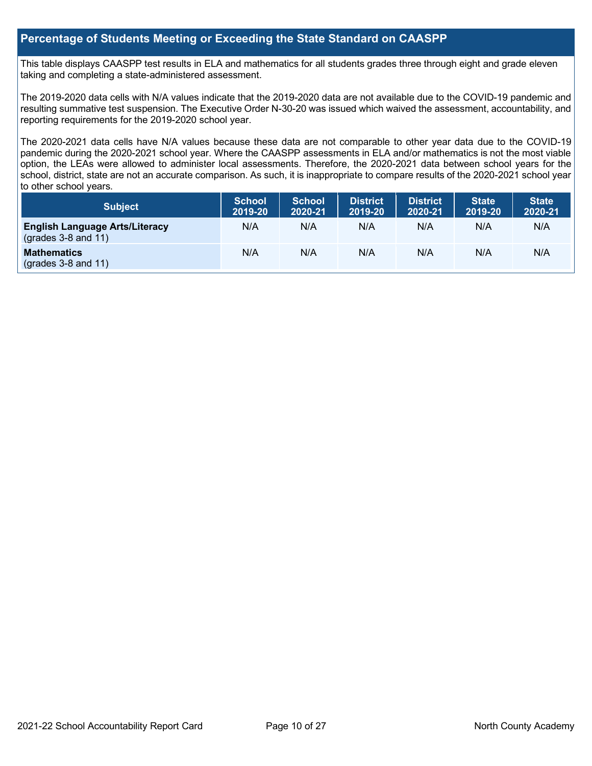## Percentage of Students Meeting or Exceeding the State Standard on CAASPP

This table displays CAASPP test results in ELA and mathematics for all students grades three through eight and grade eleven taking and completing a state-administered assessment.

The 2019-2020 data cells with N/A values indicate that the 2019-2020 data are not available due to the COVID-19 pandemic and resulting summative test suspension. The Executive Order N-30-20 was issued which waived the assessment, accountability, and reporting requirements for the 2019-2020 school year.

The 2020-2021 data cells have N/A values because these data are not comparable to other year data due to the COVID-19 pandemic during the 2020-2021 school year. Where the CAASPP assessments in ELA and/or mathematics is not the most viable option, the LEAs were allowed to administer local assessments. Therefore, the 2020-2021 data between school years for the school, district, state are not an accurate comparison. As such, it is inappropriate to compare results of the 2020-2021 school year to other school years.

| Subject | School 2019-20 | School 2020-21 | District 2019-20 | District 2020-21 | State 2019-20 | State 2020-21 |
|---|---|---|---|---|---|---|
| **English Language Arts/Literacy** (grades 3-8 and 11) | N/A | N/A | N/A | N/A | N/A | N/A |
| **Mathematics** (grades 3-8 and 11) | N/A | N/A | N/A | N/A | N/A | N/A |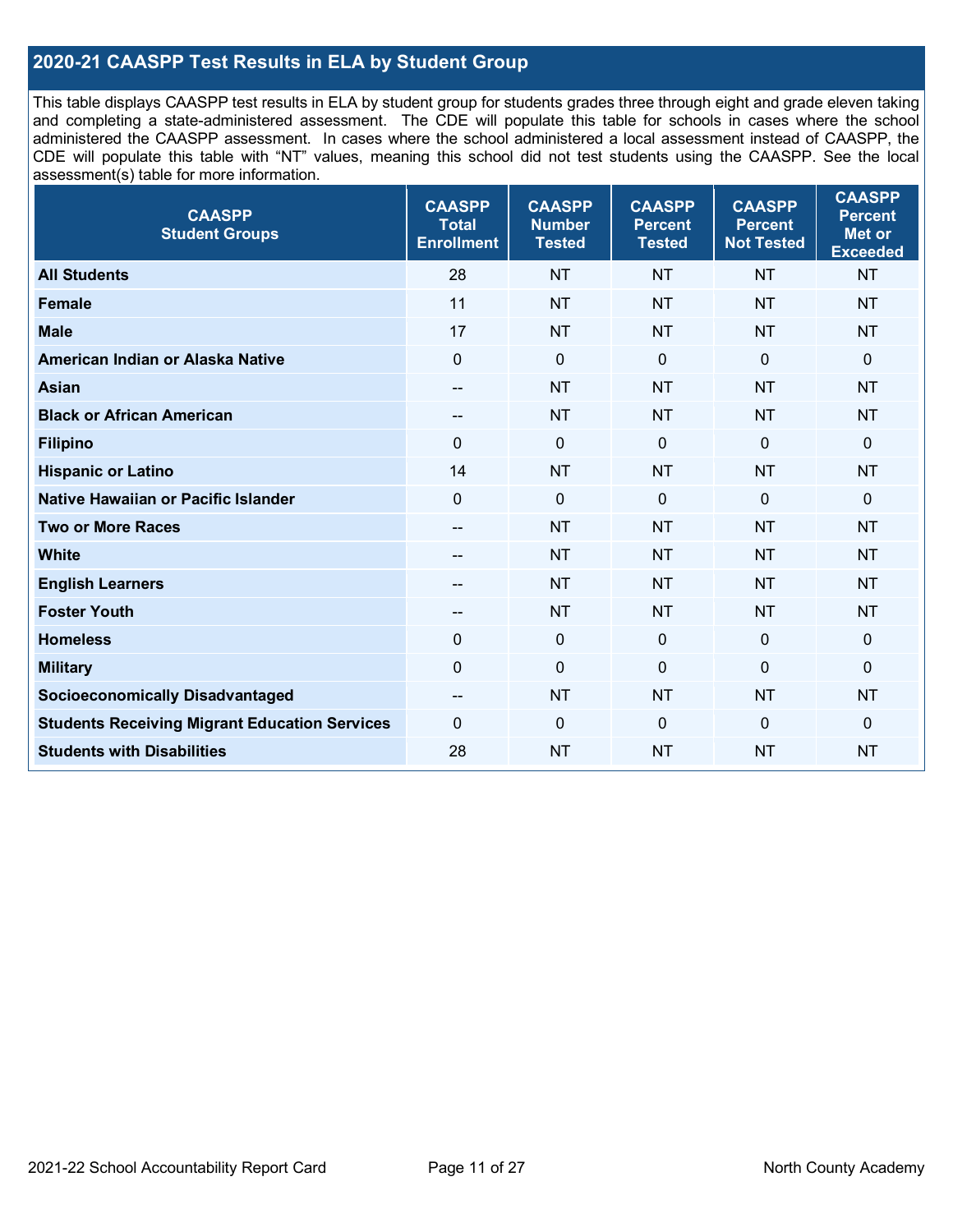## 2020-21 CAASPP Test Results in ELA by Student Group

This table displays CAASPP test results in ELA by student group for students grades three through eight and grade eleven taking and completing a state-administered assessment. The CDE will populate this table for schools in cases where the school administered the CAASPP assessment. In cases where the school administered a local assessment instead of CAASPP, the CDE will populate this table with "NT" values, meaning this school did not test students using the CAASPP. See the local assessment(s) table for more information.

| CAASPP Student Groups | CAASPP Total Enrollment | CAASPP Number Tested | CAASPP Percent Tested | CAASPP Percent Not Tested | CAASPP Percent Met or Exceeded |
|---|---|---|---|---|---|
| **All Students** | 28 | NT | NT | NT | NT |
| **Female** | 11 | NT | NT | NT | NT |
| **Male** | 17 | NT | NT | NT | NT |
| **American Indian or Alaska Native** | 0 | 0 | 0 | 0 | 0 |
| **Asian** | -- | NT | NT | NT | NT |
| **Black or African American** | -- | NT | NT | NT | NT |
| **Filipino** | 0 | 0 | 0 | 0 | 0 |
| **Hispanic or Latino** | 14 | NT | NT | NT | NT |
| **Native Hawaiian or Pacific Islander** | 0 | 0 | 0 | 0 | 0 |
| **Two or More Races** | -- | NT | NT | NT | NT |
| **White** | -- | NT | NT | NT | NT |
| **English Learners** | -- | NT | NT | NT | NT |
| **Foster Youth** | -- | NT | NT | NT | NT |
| **Homeless** | 0 | 0 | 0 | 0 | 0 |
| **Military** | 0 | 0 | 0 | 0 | 0 |
| **Socioeconomically Disadvantaged** | -- | NT | NT | NT | NT |
| **Students Receiving Migrant Education Services** | 0 | 0 | 0 | 0 | 0 |
| **Students with Disabilities** | 28 | NT | NT | NT | NT |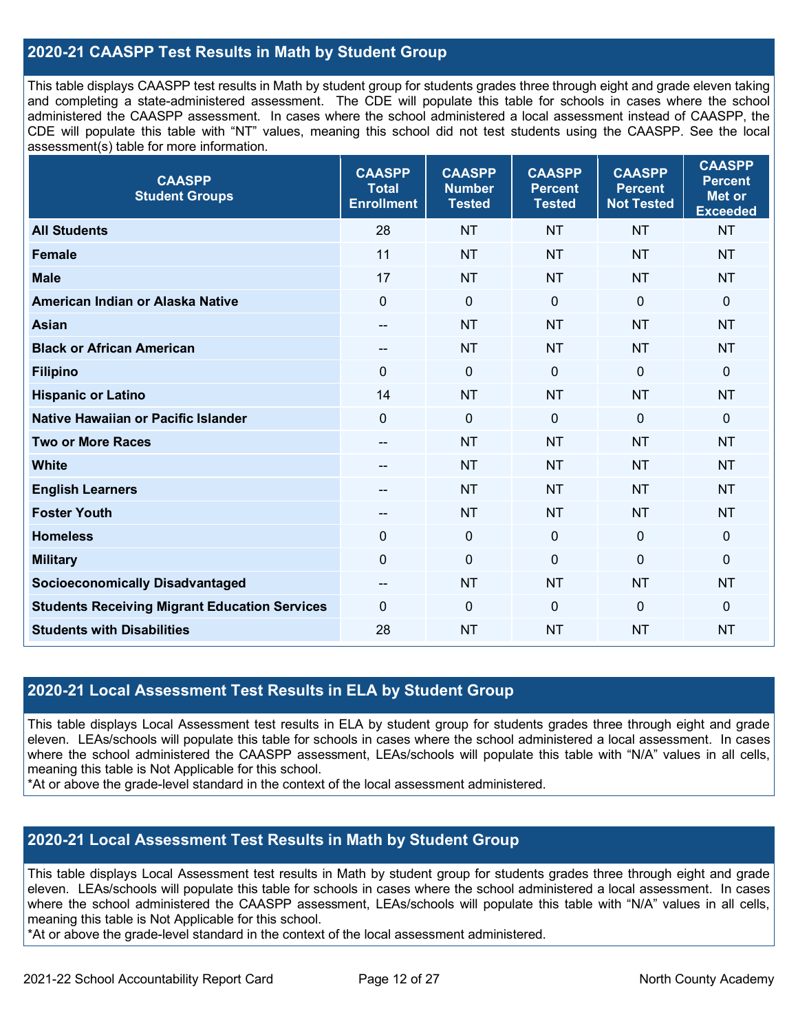## 2020-21 CAASPP Test Results in Math by Student Group

This table displays CAASPP test results in Math by student group for students grades three through eight and grade eleven taking and completing a state-administered assessment. The CDE will populate this table for schools in cases where the school administered the CAASPP assessment. In cases where the school administered a local assessment instead of CAASPP, the CDE will populate this table with "NT" values, meaning this school did not test students using the CAASPP. See the local assessment(s) table for more information.

| CAASPP Student Groups | CAASPP Total Enrollment | CAASPP Number Tested | CAASPP Percent Tested | CAASPP Percent Not Tested | CAASPP Percent Met or Exceeded |
|---|---|---|---|---|---|
| **All Students** | 28 | NT | NT | NT | NT |
| **Female** | 11 | NT | NT | NT | NT |
| **Male** | 17 | NT | NT | NT | NT |
| **American Indian or Alaska Native** | 0 | 0 | 0 | 0 | 0 |
| **Asian** | -- | NT | NT | NT | NT |
| **Black or African American** | -- | NT | NT | NT | NT |
| **Filipino** | 0 | 0 | 0 | 0 | 0 |
| **Hispanic or Latino** | 14 | NT | NT | NT | NT |
| **Native Hawaiian or Pacific Islander** | 0 | 0 | 0 | 0 | 0 |
| **Two or More Races** | -- | NT | NT | NT | NT |
| **White** | -- | NT | NT | NT | NT |
| **English Learners** | -- | NT | NT | NT | NT |
| **Foster Youth** | -- | NT | NT | NT | NT |
| **Homeless** | 0 | 0 | 0 | 0 | 0 |
| **Military** | 0 | 0 | 0 | 0 | 0 |
| **Socioeconomically Disadvantaged** | -- | NT | NT | NT | NT |
| **Students Receiving Migrant Education Services** | 0 | 0 | 0 | 0 | 0 |
| **Students with Disabilities** | 28 | NT | NT | NT | NT |

## 2020-21 Local Assessment Test Results in ELA by Student Group

This table displays Local Assessment test results in ELA by student group for students grades three through eight and grade eleven. LEAs/schools will populate this table for schools in cases where the school administered a local assessment. In cases where the school administered the CAASPP assessment, LEAs/schools will populate this table with "N/A" values in all cells, meaning this table is Not Applicable for this school.

*At or above the grade-level standard in the context of the local assessment administered.

## 2020-21 Local Assessment Test Results in Math by Student Group

This table displays Local Assessment test results in Math by student group for students grades three through eight and grade eleven. LEAs/schools will populate this table for schools in cases where the school administered a local assessment. In cases where the school administered the CAASPP assessment, LEAs/schools will populate this table with "N/A" values in all cells, meaning this table is Not Applicable for this school.

*At or above the grade-level standard in the context of the local assessment administered.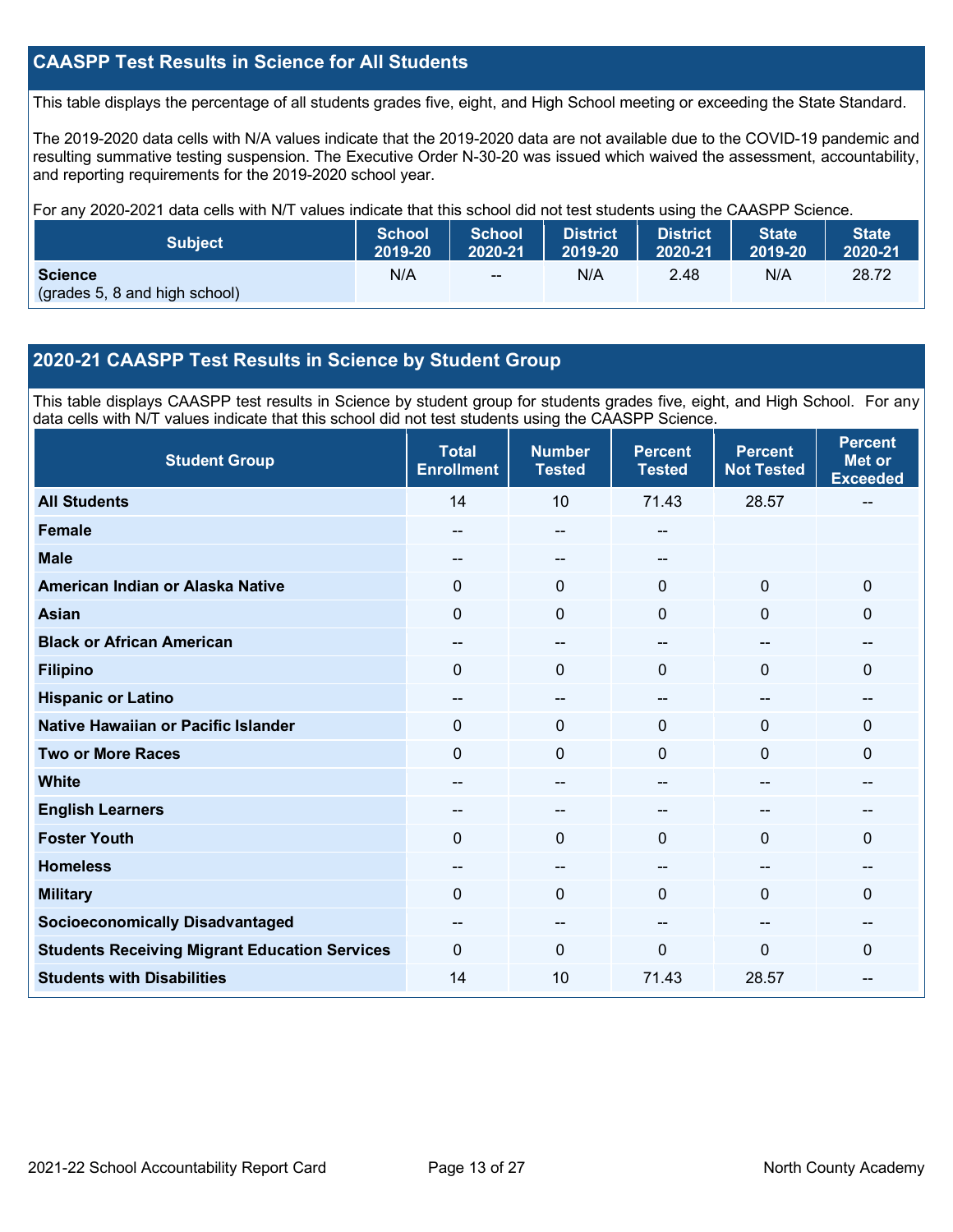## CAASPP Test Results in Science for All Students

This table displays the percentage of all students grades five, eight, and High School meeting or exceeding the State Standard.

The 2019-2020 data cells with N/A values indicate that the 2019-2020 data are not available due to the COVID-19 pandemic and resulting summative testing suspension. The Executive Order N-30-20 was issued which waived the assessment, accountability, and reporting requirements for the 2019-2020 school year.

For any 2020-2021 data cells with N/T values indicate that this school did not test students using the CAASPP Science.

| Subject | School 2019-20 | School 2020-21 | District 2019-20 | District 2020-21 | State 2019-20 | State 2020-21 |
|---|---|---|---|---|---|---|
| **Science** (grades 5, 8 and high school) | N/A | -- | N/A | 2.48 | N/A | 28.72 |

## 2020-21 CAASPP Test Results in Science by Student Group

This table displays CAASPP test results in Science by student group for students grades five, eight, and High School. For any data cells with N/T values indicate that this school did not test students using the CAASPP Science.

| Student Group | Total Enrollment | Number Tested | Percent Tested | Percent Not Tested | Percent Met or Exceeded |
|---|---|---|---|---|---|
| **All Students** | 14 | 10 | 71.43 | 28.57 | -- |
| **Female** | -- | -- | -- | | |
| **Male** | -- | -- | -- | | |
| **American Indian or Alaska Native** | 0 | 0 | 0 | 0 | 0 |
| **Asian** | 0 | 0 | 0 | 0 | 0 |
| **Black or African American** | -- | -- | -- | -- | -- |
| **Filipino** | 0 | 0 | 0 | 0 | 0 |
| **Hispanic or Latino** | -- | -- | -- | -- | -- |
| **Native Hawaiian or Pacific Islander** | 0 | 0 | 0 | 0 | 0 |
| **Two or More Races** | 0 | 0 | 0 | 0 | 0 |
| **White** | -- | -- | -- | -- | -- |
| **English Learners** | -- | -- | -- | -- | -- |
| **Foster Youth** | 0 | 0 | 0 | 0 | 0 |
| **Homeless** | -- | -- | -- | -- | -- |
| **Military** | 0 | 0 | 0 | 0 | 0 |
| **Socioeconomically Disadvantaged** | -- | -- | -- | -- | -- |
| **Students Receiving Migrant Education Services** | 0 | 0 | 0 | 0 | 0 |
| **Students with Disabilities** | 14 | 10 | 71.43 | 28.57 | -- |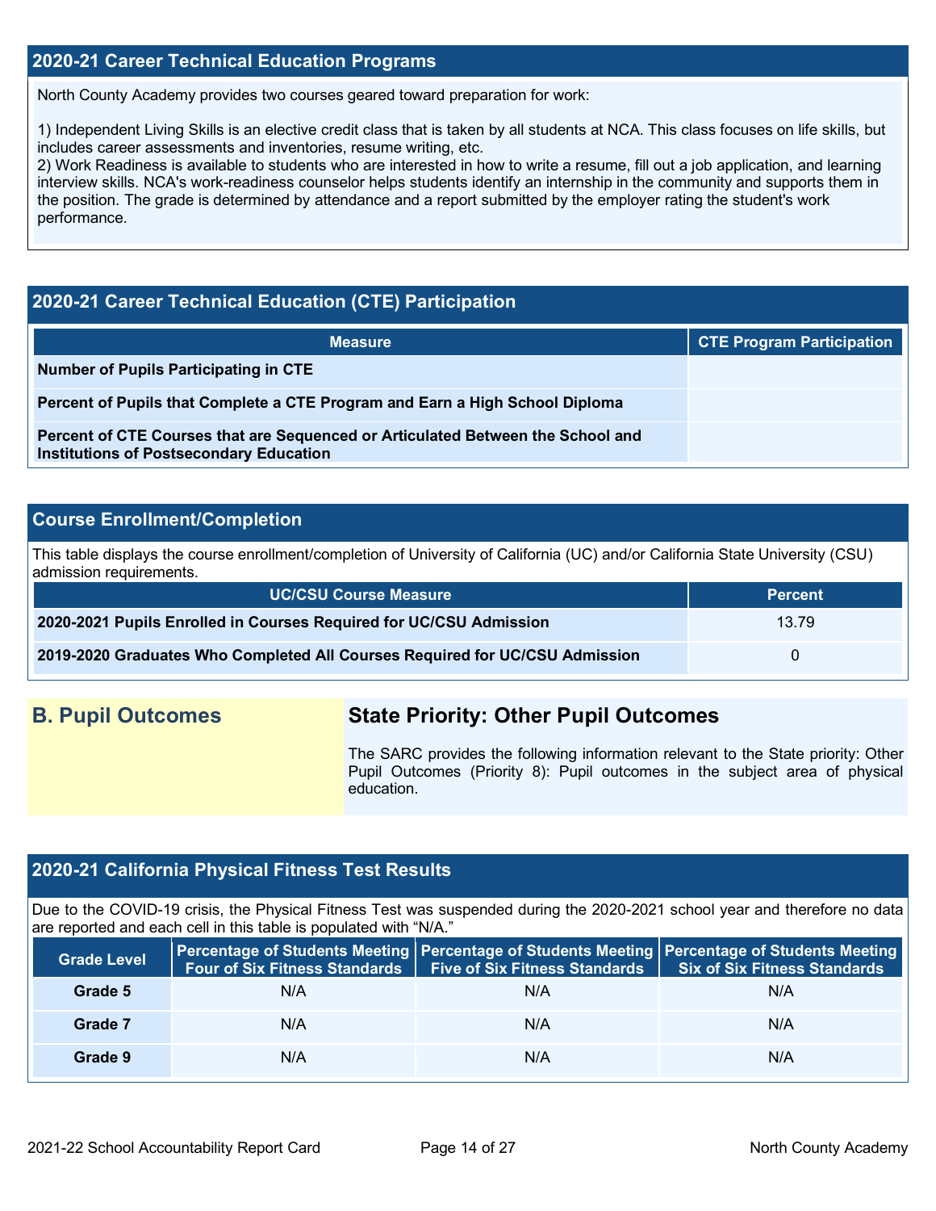## 2020-21 Career Technical Education Programs

North County Academy provides two courses geared toward preparation for work:

1) Independent Living Skills is an elective credit class that is taken by all students at NCA. This class focuses on life skills, but includes career assessments and inventories, resume writing, etc.
2) Work Readiness is available to students who are interested in how to write a resume, fill out a job application, and learning interview skills. NCA's work-readiness counselor helps students identify an internship in the community and supports them in the position. The grade is determined by attendance and a report submitted by the employer rating the student's work performance.

## 2020-21 Career Technical Education (CTE) Participation

| Measure | CTE Program Participation |
|---|---|
| **Number of Pupils Participating in CTE** | |
| **Percent of Pupils that Complete a CTE Program and Earn a High School Diploma** | |
| **Percent of CTE Courses that are Sequenced or Articulated Between the School and Institutions of Postsecondary Education** | |

## Course Enrollment/Completion

This table displays the course enrollment/completion of University of California (UC) and/or California State University (CSU) admission requirements.

| UC/CSU Course Measure | Percent |
|---|---|
| **2020-2021 Pupils Enrolled in Courses Required for UC/CSU Admission** | 13.79 |
| **2019-2020 Graduates Who Completed All Courses Required for UC/CSU Admission** | 0 |

## B. Pupil Outcomes

### State Priority: Other Pupil Outcomes

The SARC provides the following information relevant to the State priority: Other Pupil Outcomes (Priority 8): Pupil outcomes in the subject area of physical education.

## 2020-21 California Physical Fitness Test Results

Due to the COVID-19 crisis, the Physical Fitness Test was suspended during the 2020-2021 school year and therefore no data are reported and each cell in this table is populated with "N/A."

| Grade Level | Percentage of Students Meeting Four of Six Fitness Standards | Percentage of Students Meeting Five of Six Fitness Standards | Percentage of Students Meeting Six of Six Fitness Standards |
|---|---|---|---|
| **Grade 5** | N/A | N/A | N/A |
| **Grade 7** | N/A | N/A | N/A |
| **Grade 9** | N/A | N/A | N/A |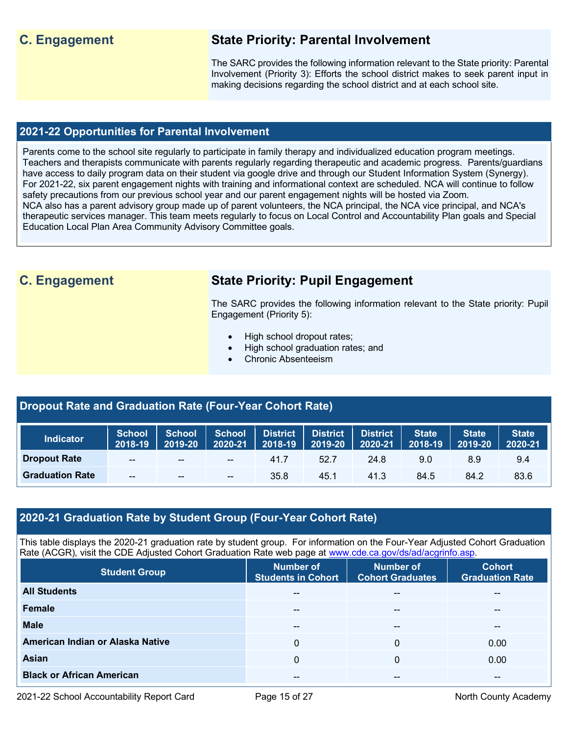## C. Engagement

### State Priority: Parental Involvement

The SARC provides the following information relevant to the State priority: Parental Involvement (Priority 3): Efforts the school district makes to seek parent input in making decisions regarding the school district and at each school site.

### 2021-22 Opportunities for Parental Involvement

Parents come to the school site regularly to participate in family therapy and individualized education program meetings. Teachers and therapists communicate with parents regularly regarding therapeutic and academic progress. Parents/guardians have access to daily program data on their student via google drive and through our Student Information System (Synergy). For 2021-22, six parent engagement nights with training and informational context are scheduled. NCA will continue to follow safety precautions from our previous school year and our parent engagement nights will be hosted via Zoom.
NCA also has a parent advisory group made up of parent volunteers, the NCA principal, the NCA vice principal, and NCA's therapeutic services manager. This team meets regularly to focus on Local Control and Accountability Plan goals and Special Education Local Plan Area Community Advisory Committee goals.

## C. Engagement

### State Priority: Pupil Engagement

The SARC provides the following information relevant to the State priority: Pupil Engagement (Priority 5):

- High school dropout rates;
- High school graduation rates; and
- Chronic Absenteeism

### Dropout Rate and Graduation Rate (Four-Year Cohort Rate)

| Indicator | School 2018-19 | School 2019-20 | School 2020-21 | District 2018-19 | District 2019-20 | District 2020-21 | State 2018-19 | State 2019-20 | State 2020-21 |
|---|---|---|---|---|---|---|---|---|---|
| Dropout Rate | -- | -- | -- | 41.7 | 52.7 | 24.8 | 9.0 | 8.9 | 9.4 |
| Graduation Rate | -- | -- | -- | 35.8 | 45.1 | 41.3 | 84.5 | 84.2 | 83.6 |

### 2020-21 Graduation Rate by Student Group (Four-Year Cohort Rate)

This table displays the 2020-21 graduation rate by student group. For information on the Four-Year Adjusted Cohort Graduation Rate (ACGR), visit the CDE Adjusted Cohort Graduation Rate web page at www.cde.ca.gov/ds/ad/acgrinfo.asp.

| Student Group | Number of Students in Cohort | Number of Cohort Graduates | Cohort Graduation Rate |
|---|---|---|---|
| **All Students** | -- | -- | -- |
| **Female** | -- | -- | -- |
| **Male** | -- | -- | -- |
| **American Indian or Alaska Native** | 0 | 0 | 0.00 |
| **Asian** | 0 | 0 | 0.00 |
| **Black or African American** | -- | -- | -- |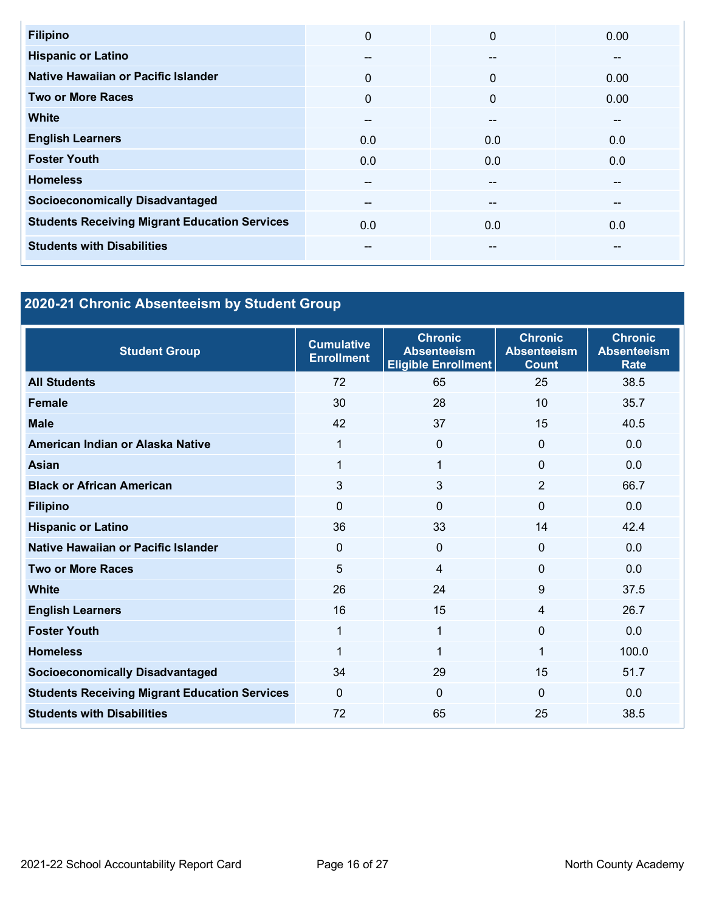| | | | |
|---|---|---|---|
| **Filipino** | 0 | 0 | 0.00 |
| **Hispanic or Latino** | -- | -- | -- |
| **Native Hawaiian or Pacific Islander** | 0 | 0 | 0.00 |
| **Two or More Races** | 0 | 0 | 0.00 |
| **White** | -- | -- | -- |
| **English Learners** | 0.0 | 0.0 | 0.0 |
| **Foster Youth** | 0.0 | 0.0 | 0.0 |
| **Homeless** | -- | -- | -- |
| **Socioeconomically Disadvantaged** | -- | -- | -- |
| **Students Receiving Migrant Education Services** | 0.0 | 0.0 | 0.0 |
| **Students with Disabilities** | -- | -- | -- |

## 2020-21 Chronic Absenteeism by Student Group

| Student Group | Cumulative Enrollment | Chronic Absenteeism Eligible Enrollment | Chronic Absenteeism Count | Chronic Absenteeism Rate |
|---|---|---|---|---|
| **All Students** | 72 | 65 | 25 | 38.5 |
| **Female** | 30 | 28 | 10 | 35.7 |
| **Male** | 42 | 37 | 15 | 40.5 |
| **American Indian or Alaska Native** | 1 | 0 | 0 | 0.0 |
| **Asian** | 1 | 1 | 0 | 0.0 |
| **Black or African American** | 3 | 3 | 2 | 66.7 |
| **Filipino** | 0 | 0 | 0 | 0.0 |
| **Hispanic or Latino** | 36 | 33 | 14 | 42.4 |
| **Native Hawaiian or Pacific Islander** | 0 | 0 | 0 | 0.0 |
| **Two or More Races** | 5 | 4 | 0 | 0.0 |
| **White** | 26 | 24 | 9 | 37.5 |
| **English Learners** | 16 | 15 | 4 | 26.7 |
| **Foster Youth** | 1 | 1 | 0 | 0.0 |
| **Homeless** | 1 | 1 | 1 | 100.0 |
| **Socioeconomically Disadvantaged** | 34 | 29 | 15 | 51.7 |
| **Students Receiving Migrant Education Services** | 0 | 0 | 0 | 0.0 |
| **Students with Disabilities** | 72 | 65 | 25 | 38.5 |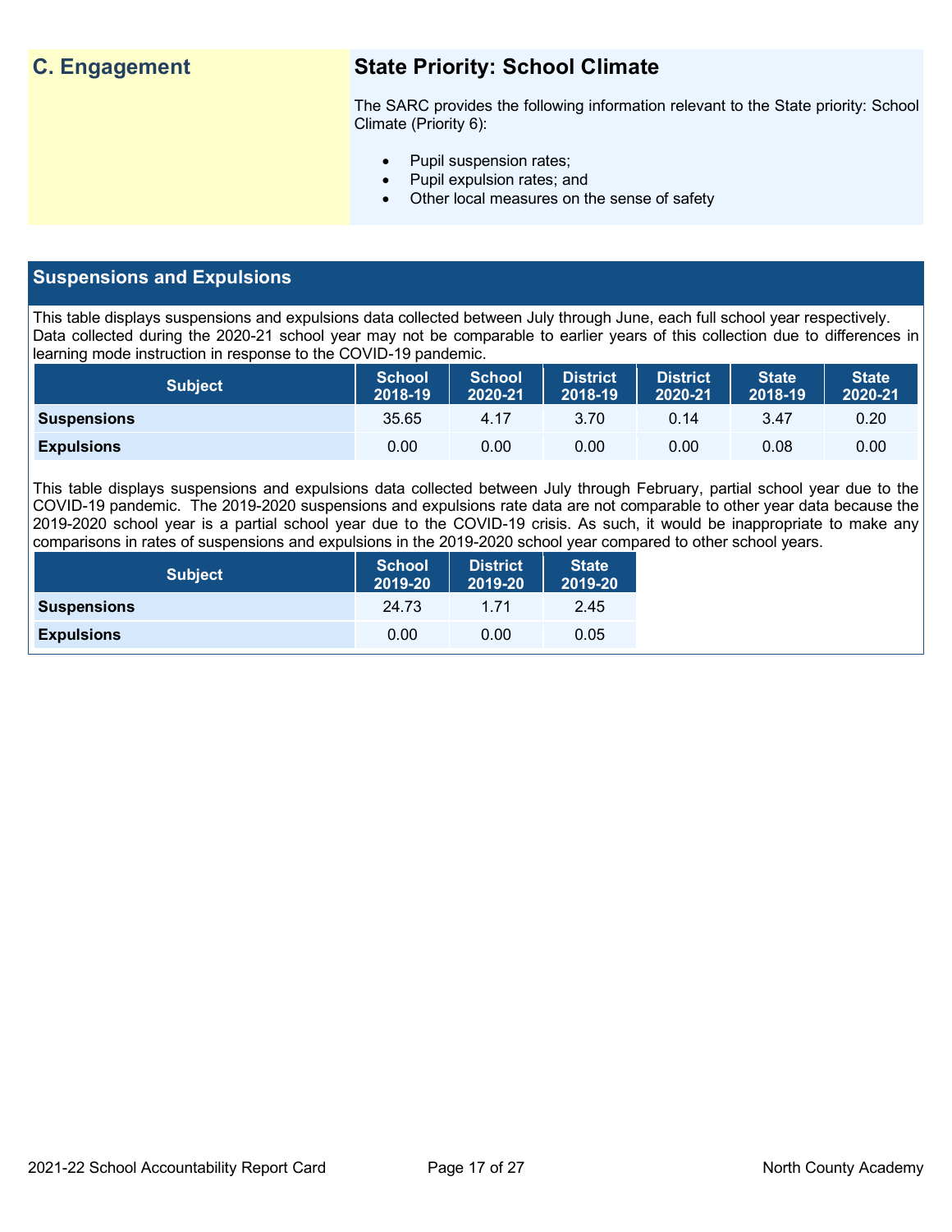## C. Engagement

### State Priority: School Climate

The SARC provides the following information relevant to the State priority: School Climate (Priority 6):

- Pupil suspension rates;
- Pupil expulsion rates; and
- Other local measures on the sense of safety

## Suspensions and Expulsions

This table displays suspensions and expulsions data collected between July through June, each full school year respectively. Data collected during the 2020-21 school year may not be comparable to earlier years of this collection due to differences in learning mode instruction in response to the COVID-19 pandemic.

| Subject | School 2018-19 | School 2020-21 | District 2018-19 | District 2020-21 | State 2018-19 | State 2020-21 |
|---|---|---|---|---|---|---|
| **Suspensions** | 35.65 | 4.17 | 3.70 | 0.14 | 3.47 | 0.20 |
| **Expulsions** | 0.00 | 0.00 | 0.00 | 0.00 | 0.08 | 0.00 |

This table displays suspensions and expulsions data collected between July through February, partial school year due to the COVID-19 pandemic. The 2019-2020 suspensions and expulsions rate data are not comparable to other year data because the 2019-2020 school year is a partial school year due to the COVID-19 crisis. As such, it would be inappropriate to make any comparisons in rates of suspensions and expulsions in the 2019-2020 school year compared to other school years.

| Subject | School 2019-20 | District 2019-20 | State 2019-20 |
|---|---|---|---|
| **Suspensions** | 24.73 | 1.71 | 2.45 |
| **Expulsions** | 0.00 | 0.00 | 0.05 |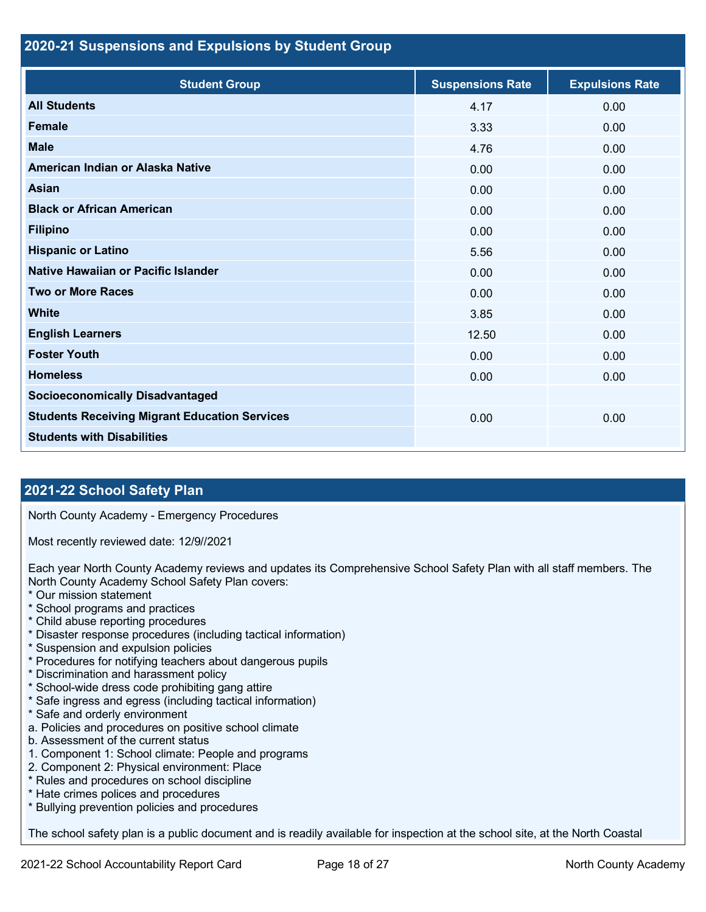## 2020-21 Suspensions and Expulsions by Student Group

| Student Group | Suspensions Rate | Expulsions Rate |
|---|---|---|
| All Students | 4.17 | 0.00 |
| Female | 3.33 | 0.00 |
| Male | 4.76 | 0.00 |
| American Indian or Alaska Native | 0.00 | 0.00 |
| Asian | 0.00 | 0.00 |
| Black or African American | 0.00 | 0.00 |
| Filipino | 0.00 | 0.00 |
| Hispanic or Latino | 5.56 | 0.00 |
| Native Hawaiian or Pacific Islander | 0.00 | 0.00 |
| Two or More Races | 0.00 | 0.00 |
| White | 3.85 | 0.00 |
| English Learners | 12.50 | 0.00 |
| Foster Youth | 0.00 | 0.00 |
| Homeless | 0.00 | 0.00 |
| Socioeconomically Disadvantaged | | |
| Students Receiving Migrant Education Services | 0.00 | 0.00 |
| Students with Disabilities | | |

## 2021-22 School Safety Plan

North County Academy - Emergency Procedures

Most recently reviewed date: 12/9//2021

Each year North County Academy reviews and updates its Comprehensive School Safety Plan with all staff members. The North County Academy School Safety Plan covers:

* Our mission statement
* School programs and practices
* Child abuse reporting procedures
* Disaster response procedures (including tactical information)
* Suspension and expulsion policies
* Procedures for notifying teachers about dangerous pupils
* Discrimination and harassment policy
* School-wide dress code prohibiting gang attire
* Safe ingress and egress (including tactical information)
* Safe and orderly environment

a. Policies and procedures on positive school climate
b. Assessment of the current status
1. Component 1: School climate: People and programs
2. Component 2: Physical environment: Place

* Rules and procedures on school discipline
* Hate crimes polices and procedures
* Bullying prevention policies and procedures

The school safety plan is a public document and is readily available for inspection at the school site, at the North Coastal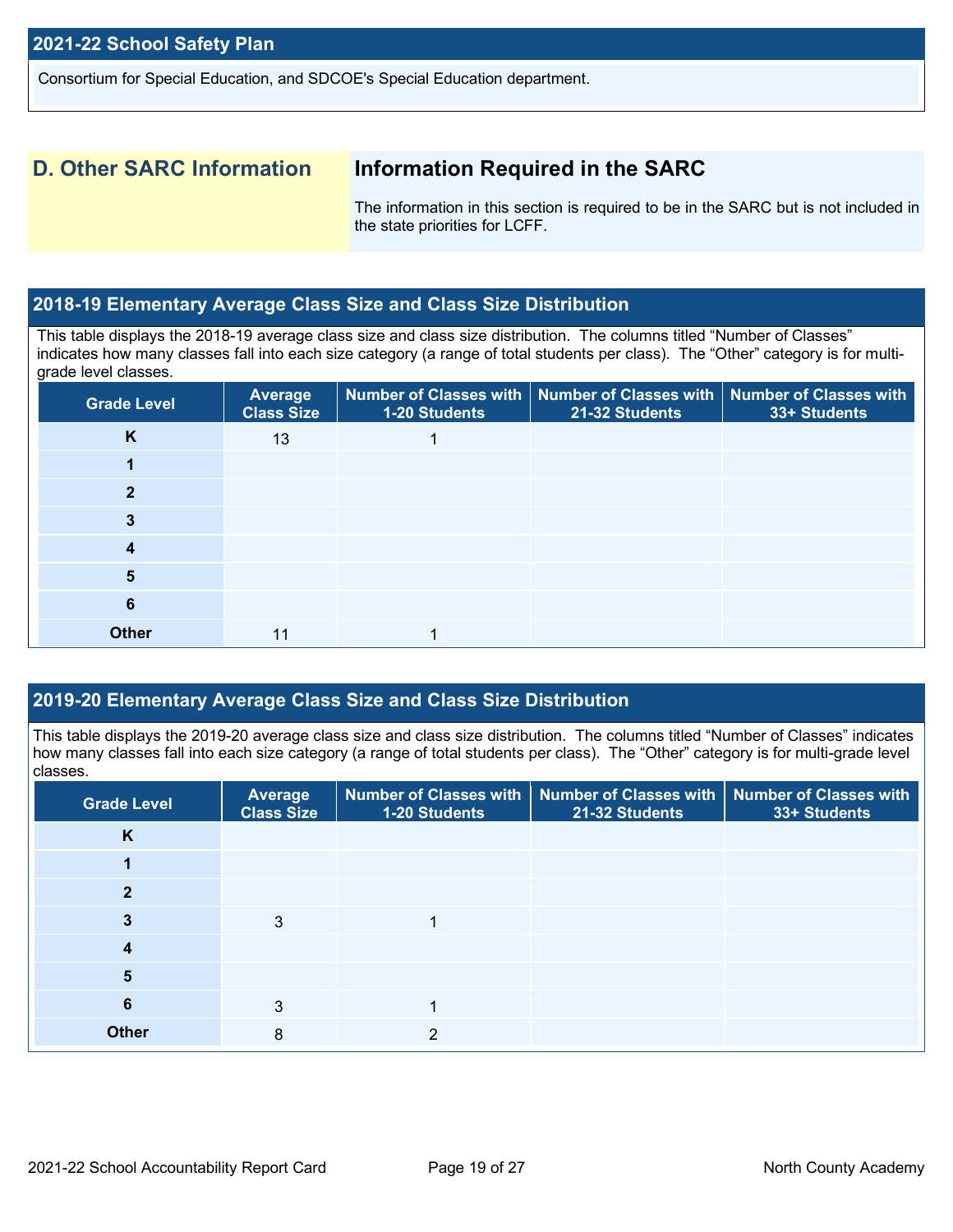## 2021-22 School Safety Plan

Consortium for Special Education, and SDCOE's Special Education department.

## D. Other SARC Information

### Information Required in the SARC

The information in this section is required to be in the SARC but is not included in the state priorities for LCFF.

## 2018-19 Elementary Average Class Size and Class Size Distribution

This table displays the 2018-19 average class size and class size distribution. The columns titled "Number of Classes" indicates how many classes fall into each size category (a range of total students per class). The "Other" category is for multi-grade level classes.

| Grade Level | Average Class Size | Number of Classes with 1-20 Students | Number of Classes with 21-32 Students | Number of Classes with 33+ Students |
|---|---|---|---|---|
| K | 13 | 1 | | |
| 1 | | | | |
| 2 | | | | |
| 3 | | | | |
| 4 | | | | |
| 5 | | | | |
| 6 | | | | |
| Other | 11 | 1 | | |

## 2019-20 Elementary Average Class Size and Class Size Distribution

This table displays the 2019-20 average class size and class size distribution. The columns titled "Number of Classes" indicates how many classes fall into each size category (a range of total students per class). The "Other" category is for multi-grade level classes.

| Grade Level | Average Class Size | Number of Classes with 1-20 Students | Number of Classes with 21-32 Students | Number of Classes with 33+ Students |
|---|---|---|---|---|
| K | | | | |
| 1 | | | | |
| 2 | | | | |
| 3 | 3 | 1 | | |
| 4 | | | | |
| 5 | | | | |
| 6 | 3 | 1 | | |
| Other | 8 | 2 | | |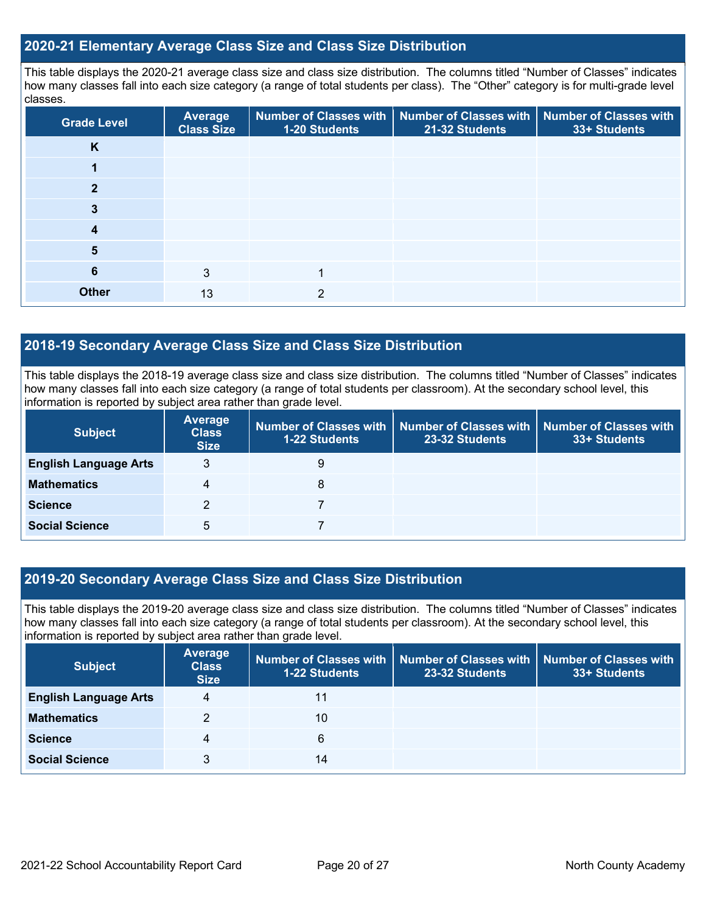## 2020-21 Elementary Average Class Size and Class Size Distribution

This table displays the 2020-21 average class size and class size distribution. The columns titled "Number of Classes" indicates how many classes fall into each size category (a range of total students per class). The "Other" category is for multi-grade level classes.

| Grade Level | Average Class Size | Number of Classes with 1-20 Students | Number of Classes with 21-32 Students | Number of Classes with 33+ Students |
|---|---|---|---|---|
| K | | | | |
| 1 | | | | |
| 2 | | | | |
| 3 | | | | |
| 4 | | | | |
| 5 | | | | |
| 6 | 3 | 1 | | |
| Other | 13 | 2 | | |

## 2018-19 Secondary Average Class Size and Class Size Distribution

This table displays the 2018-19 average class size and class size distribution. The columns titled "Number of Classes" indicates how many classes fall into each size category (a range of total students per classroom). At the secondary school level, this information is reported by subject area rather than grade level.

| Subject | Average Class Size | Number of Classes with 1-22 Students | Number of Classes with 23-32 Students | Number of Classes with 33+ Students |
|---|---|---|---|---|
| English Language Arts | 3 | 9 | | |
| Mathematics | 4 | 8 | | |
| Science | 2 | 7 | | |
| Social Science | 5 | 7 | | |

## 2019-20 Secondary Average Class Size and Class Size Distribution

This table displays the 2019-20 average class size and class size distribution. The columns titled "Number of Classes" indicates how many classes fall into each size category (a range of total students per classroom). At the secondary school level, this information is reported by subject area rather than grade level.

| Subject | Average Class Size | Number of Classes with 1-22 Students | Number of Classes with 23-32 Students | Number of Classes with 33+ Students |
|---|---|---|---|---|
| English Language Arts | 4 | 11 | | |
| Mathematics | 2 | 10 | | |
| Science | 4 | 6 | | |
| Social Science | 3 | 14 | | |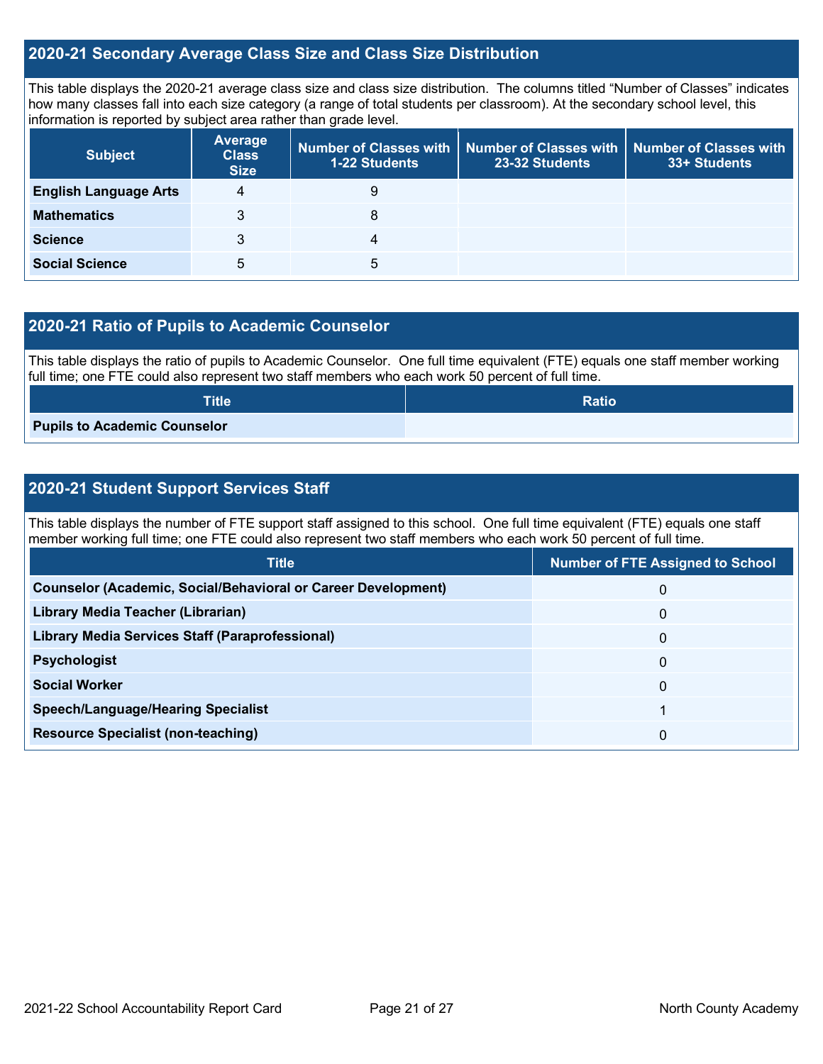## 2020-21 Secondary Average Class Size and Class Size Distribution

This table displays the 2020-21 average class size and class size distribution. The columns titled "Number of Classes" indicates how many classes fall into each size category (a range of total students per classroom). At the secondary school level, this information is reported by subject area rather than grade level.

| Subject | Average Class Size | Number of Classes with 1-22 Students | Number of Classes with 23-32 Students | Number of Classes with 33+ Students |
|---|---|---|---|---|
| **English Language Arts** | 4 | 9 | | |
| **Mathematics** | 3 | 8 | | |
| **Science** | 3 | 4 | | |
| **Social Science** | 5 | 5 | | |

## 2020-21 Ratio of Pupils to Academic Counselor

This table displays the ratio of pupils to Academic Counselor. One full time equivalent (FTE) equals one staff member working full time; one FTE could also represent two staff members who each work 50 percent of full time.

| Title | Ratio |
|---|---|
| **Pupils to Academic Counselor** | |

## 2020-21 Student Support Services Staff

This table displays the number of FTE support staff assigned to this school. One full time equivalent (FTE) equals one staff member working full time; one FTE could also represent two staff members who each work 50 percent of full time.

| Title | Number of FTE Assigned to School |
|---|---|
| **Counselor (Academic, Social/Behavioral or Career Development)** | 0 |
| **Library Media Teacher (Librarian)** | 0 |
| **Library Media Services Staff (Paraprofessional)** | 0 |
| **Psychologist** | 0 |
| **Social Worker** | 0 |
| **Speech/Language/Hearing Specialist** | 1 |
| **Resource Specialist (non-teaching)** | 0 |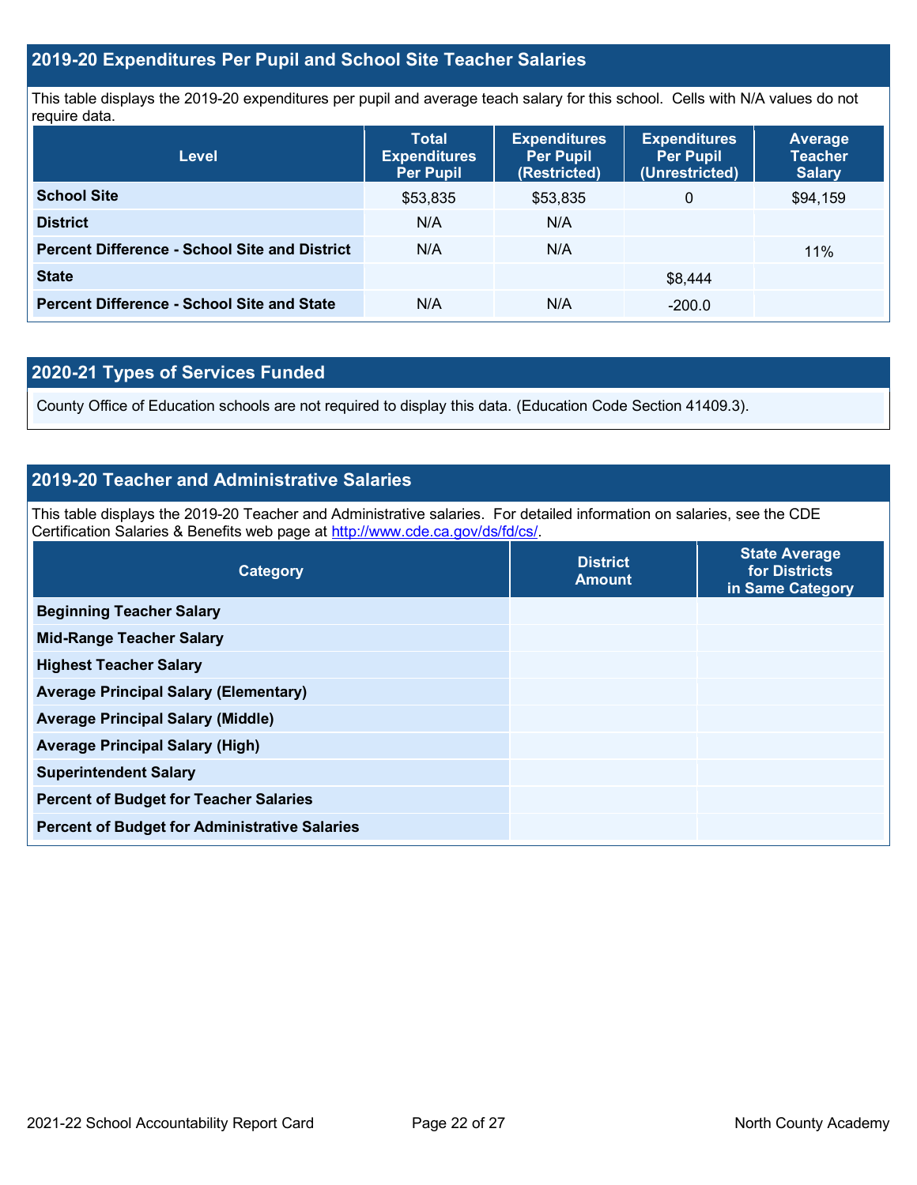## 2019-20 Expenditures Per Pupil and School Site Teacher Salaries

This table displays the 2019-20 expenditures per pupil and average teach salary for this school. Cells with N/A values do not require data.

| Level | Total Expenditures Per Pupil | Expenditures Per Pupil (Restricted) | Expenditures Per Pupil (Unrestricted) | Average Teacher Salary |
|---|---|---|---|---|
| **School Site** | $53,835 | $53,835 | 0 | $94,159 |
| **District** | N/A | N/A | | |
| **Percent Difference - School Site and District** | N/A | N/A | | 11% |
| **State** | | | $8,444 | |
| **Percent Difference - School Site and State** | N/A | N/A | -200.0 | |

## 2020-21 Types of Services Funded

County Office of Education schools are not required to display this data. (Education Code Section 41409.3).

## 2019-20 Teacher and Administrative Salaries

This table displays the 2019-20 Teacher and Administrative salaries. For detailed information on salaries, see the CDE Certification Salaries & Benefits web page at http://www.cde.ca.gov/ds/fd/cs/.

| Category | District Amount | State Average for Districts in Same Category |
|---|---|---|
| **Beginning Teacher Salary** | | |
| **Mid-Range Teacher Salary** | | |
| **Highest Teacher Salary** | | |
| **Average Principal Salary (Elementary)** | | |
| **Average Principal Salary (Middle)** | | |
| **Average Principal Salary (High)** | | |
| **Superintendent Salary** | | |
| **Percent of Budget for Teacher Salaries** | | |
| **Percent of Budget for Administrative Salaries** | | |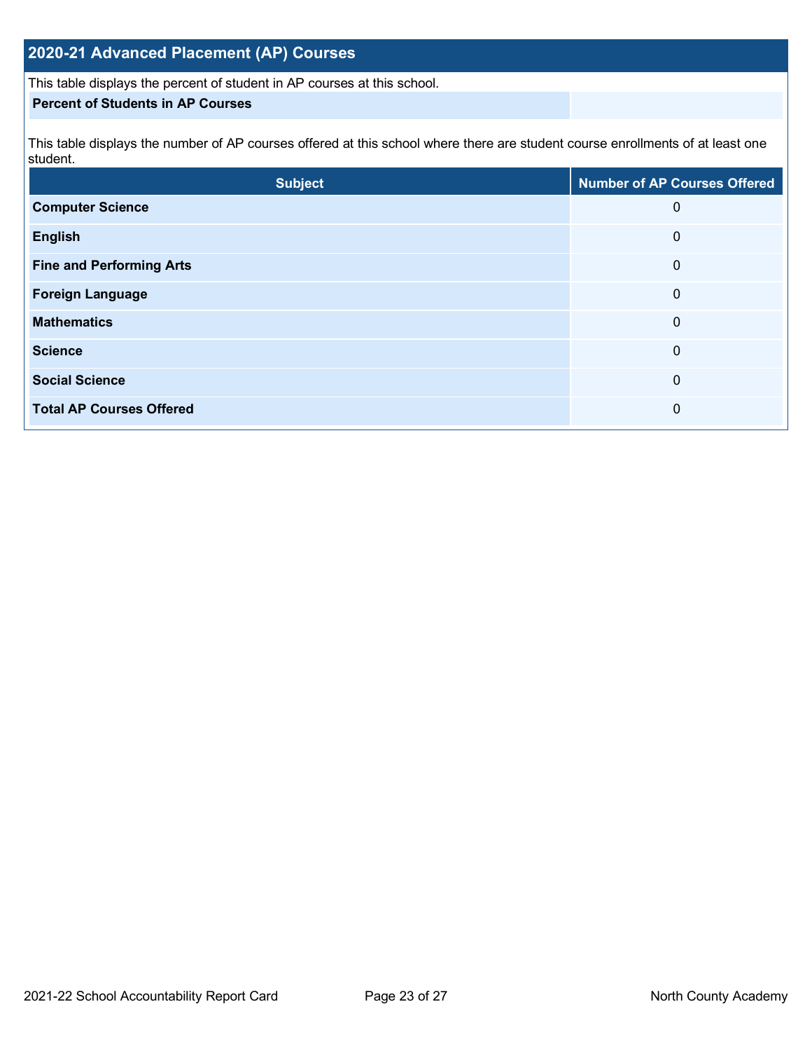## 2020-21 Advanced Placement (AP) Courses

This table displays the percent of student in AP courses at this school.

| Percent of Students in AP Courses | |
|---|---|

This table displays the number of AP courses offered at this school where there are student course enrollments of at least one student.

| Subject | Number of AP Courses Offered |
|---|---|
| **Computer Science** | 0 |
| **English** | 0 |
| **Fine and Performing Arts** | 0 |
| **Foreign Language** | 0 |
| **Mathematics** | 0 |
| **Science** | 0 |
| **Social Science** | 0 |
| **Total AP Courses Offered** | 0 |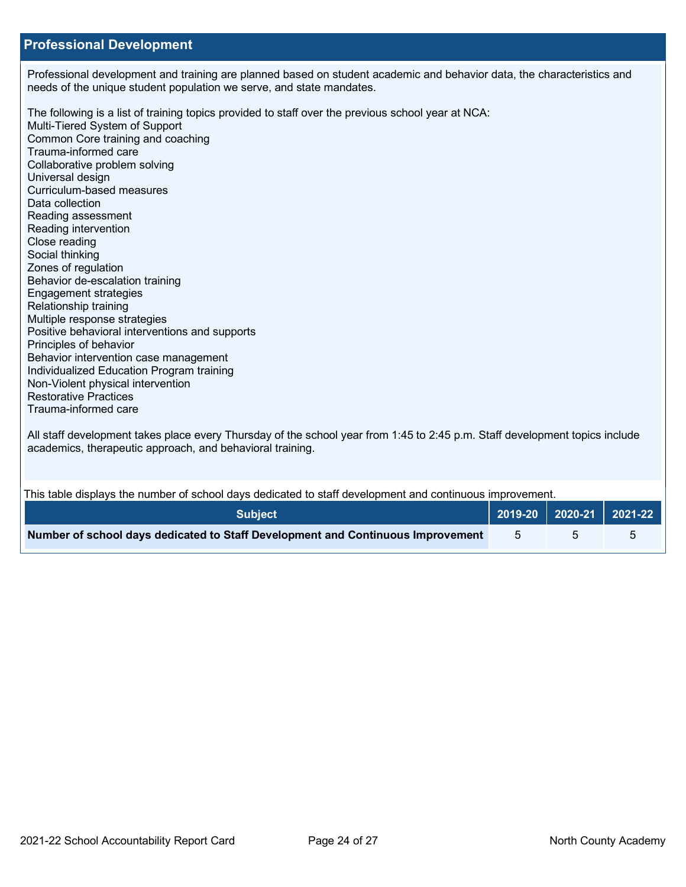## Professional Development

Professional development and training are planned based on student academic and behavior data, the characteristics and needs of the unique student population we serve, and state mandates.

The following is a list of training topics provided to staff over the previous school year at NCA:
Multi-Tiered System of Support
Common Core training and coaching
Trauma-informed care
Collaborative problem solving
Universal design
Curriculum-based measures
Data collection
Reading assessment
Reading intervention
Close reading
Social thinking
Zones of regulation
Behavior de-escalation training
Engagement strategies
Relationship training
Multiple response strategies
Positive behavioral interventions and supports
Principles of behavior
Behavior intervention case management
Individualized Education Program training
Non-Violent physical intervention
Restorative Practices
Trauma-informed care

All staff development takes place every Thursday of the school year from 1:45 to 2:45 p.m. Staff development topics include academics, therapeutic approach, and behavioral training.

This table displays the number of school days dedicated to staff development and continuous improvement.

| Subject | 2019-20 | 2020-21 | 2021-22 |
|---|---|---|---|
| **Number of school days dedicated to Staff Development and Continuous Improvement** | 5 | 5 | 5 |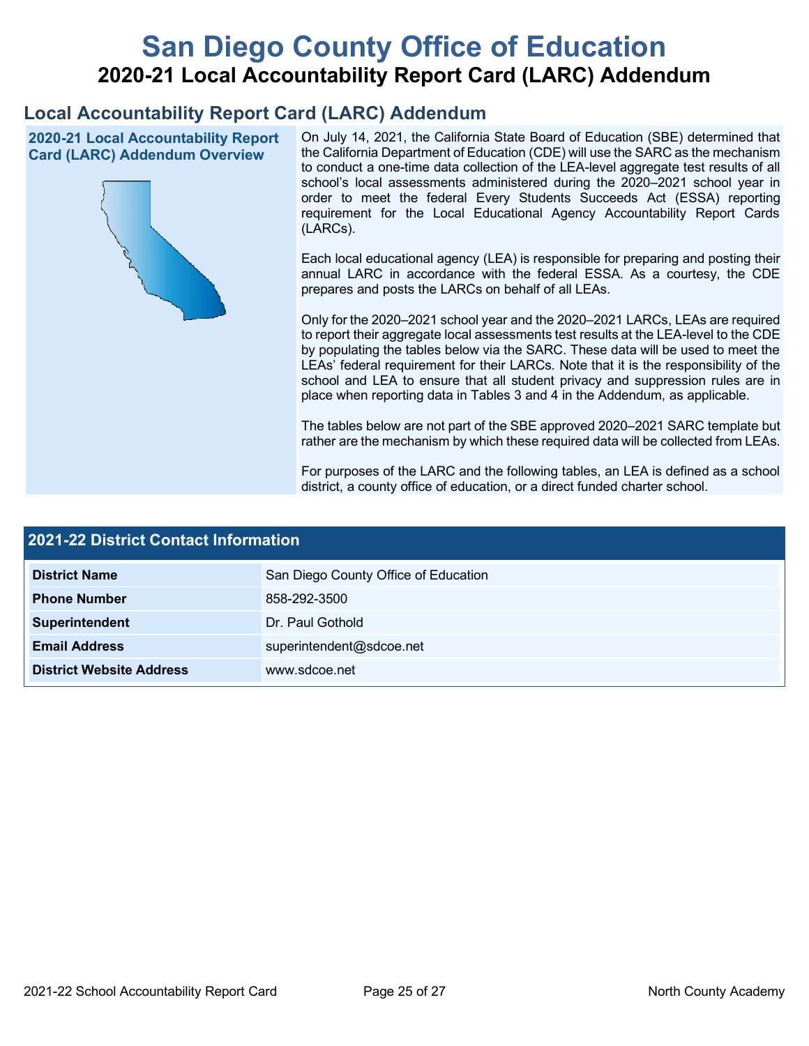# San Diego County Office of Education

## 2020-21 Local Accountability Report Card (LARC) Addendum

## Local Accountability Report Card (LARC) Addendum

### 2020-21 Local Accountability Report Card (LARC) Addendum Overview

On July 14, 2021, the California State Board of Education (SBE) determined that the California Department of Education (CDE) will use the SARC as the mechanism to conduct a one-time data collection of the LEA-level aggregate test results of all school's local assessments administered during the 2020–2021 school year in order to meet the federal Every Students Succeeds Act (ESSA) reporting requirement for the Local Educational Agency Accountability Report Cards (LARCs).

Each local educational agency (LEA) is responsible for preparing and posting their annual LARC in accordance with the federal ESSA. As a courtesy, the CDE prepares and posts the LARCs on behalf of all LEAs.

Only for the 2020–2021 school year and the 2020–2021 LARCs, LEAs are required to report their aggregate local assessments test results at the LEA-level to the CDE by populating the tables below via the SARC. These data will be used to meet the LEAs' federal requirement for their LARCs. Note that it is the responsibility of the school and LEA to ensure that all student privacy and suppression rules are in place when reporting data in Tables 3 and 4 in the Addendum, as applicable.

The tables below are not part of the SBE approved 2020–2021 SARC template but rather are the mechanism by which these required data will be collected from LEAs.

For purposes of the LARC and the following tables, an LEA is defined as a school district, a county office of education, or a direct funded charter school.

### 2021-22 District Contact Information

| 2021-22 District Contact Information | |
|---|---|
| **District Name** | San Diego County Office of Education |
| **Phone Number** | 858-292-3500 |
| **Superintendent** | Dr. Paul Gothold |
| **Email Address** | superintendent@sdcoe.net |
| **District Website Address** | www.sdcoe.net |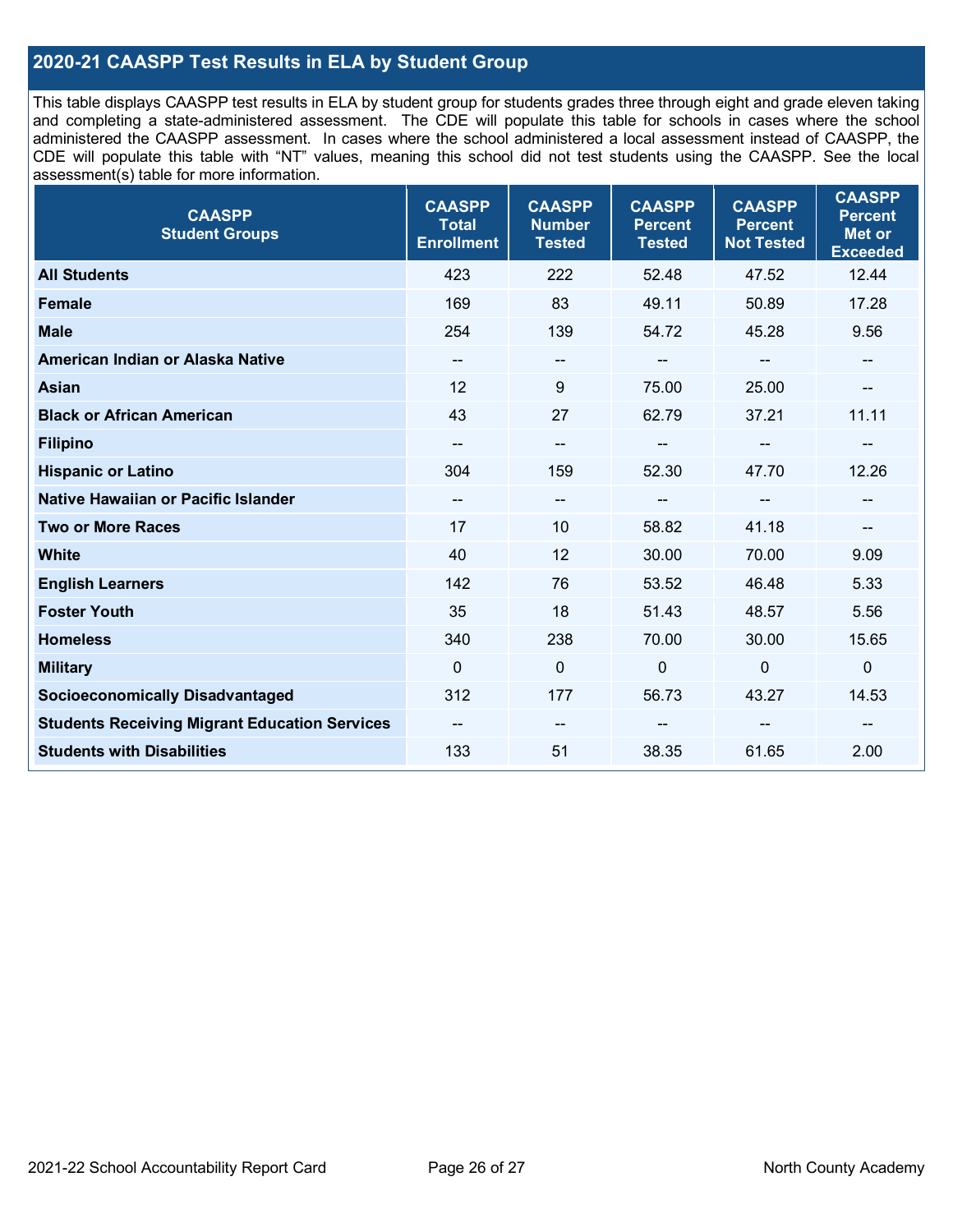## 2020-21 CAASPP Test Results in ELA by Student Group

This table displays CAASPP test results in ELA by student group for students grades three through eight and grade eleven taking and completing a state-administered assessment. The CDE will populate this table for schools in cases where the school administered the CAASPP assessment. In cases where the school administered a local assessment instead of CAASPP, the CDE will populate this table with "NT" values, meaning this school did not test students using the CAASPP. See the local assessment(s) table for more information.

| CAASPP Student Groups | CAASPP Total Enrollment | CAASPP Number Tested | CAASPP Percent Tested | CAASPP Percent Not Tested | CAASPP Percent Met or Exceeded |
|---|---|---|---|---|---|
| **All Students** | 423 | 222 | 52.48 | 47.52 | 12.44 |
| **Female** | 169 | 83 | 49.11 | 50.89 | 17.28 |
| **Male** | 254 | 139 | 54.72 | 45.28 | 9.56 |
| **American Indian or Alaska Native** | -- | -- | -- | -- | -- |
| **Asian** | 12 | 9 | 75.00 | 25.00 | -- |
| **Black or African American** | 43 | 27 | 62.79 | 37.21 | 11.11 |
| **Filipino** | -- | -- | -- | -- | -- |
| **Hispanic or Latino** | 304 | 159 | 52.30 | 47.70 | 12.26 |
| **Native Hawaiian or Pacific Islander** | -- | -- | -- | -- | -- |
| **Two or More Races** | 17 | 10 | 58.82 | 41.18 | -- |
| **White** | 40 | 12 | 30.00 | 70.00 | 9.09 |
| **English Learners** | 142 | 76 | 53.52 | 46.48 | 5.33 |
| **Foster Youth** | 35 | 18 | 51.43 | 48.57 | 5.56 |
| **Homeless** | 340 | 238 | 70.00 | 30.00 | 15.65 |
| **Military** | 0 | 0 | 0 | 0 | 0 |
| **Socioeconomically Disadvantaged** | 312 | 177 | 56.73 | 43.27 | 14.53 |
| **Students Receiving Migrant Education Services** | -- | -- | -- | -- | -- |
| **Students with Disabilities** | 133 | 51 | 38.35 | 61.65 | 2.00 |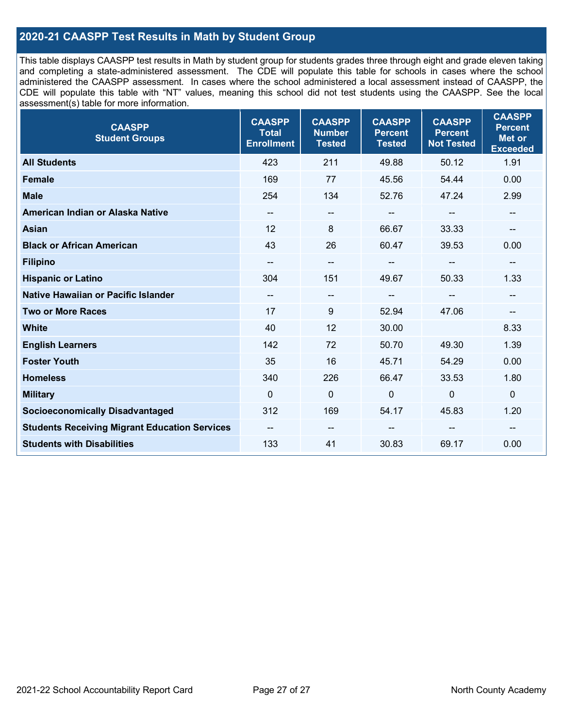## 2020-21 CAASPP Test Results in Math by Student Group

This table displays CAASPP test results in Math by student group for students grades three through eight and grade eleven taking and completing a state-administered assessment. The CDE will populate this table for schools in cases where the school administered the CAASPP assessment. In cases where the school administered a local assessment instead of CAASPP, the CDE will populate this table with "NT" values, meaning this school did not test students using the CAASPP. See the local assessment(s) table for more information.

| CAASPP Student Groups | CAASPP Total Enrollment | CAASPP Number Tested | CAASPP Percent Tested | CAASPP Percent Not Tested | CAASPP Percent Met or Exceeded |
|---|---|---|---|---|---|
| **All Students** | 423 | 211 | 49.88 | 50.12 | 1.91 |
| **Female** | 169 | 77 | 45.56 | 54.44 | 0.00 |
| **Male** | 254 | 134 | 52.76 | 47.24 | 2.99 |
| **American Indian or Alaska Native** | -- | -- | -- | -- | -- |
| **Asian** | 12 | 8 | 66.67 | 33.33 | -- |
| **Black or African American** | 43 | 26 | 60.47 | 39.53 | 0.00 |
| **Filipino** | -- | -- | -- | -- | -- |
| **Hispanic or Latino** | 304 | 151 | 49.67 | 50.33 | 1.33 |
| **Native Hawaiian or Pacific Islander** | -- | -- | -- | -- | -- |
| **Two or More Races** | 17 | 9 | 52.94 | 47.06 | -- |
| **White** | 40 | 12 | 30.00 | | 8.33 |
| **English Learners** | 142 | 72 | 50.70 | 49.30 | 1.39 |
| **Foster Youth** | 35 | 16 | 45.71 | 54.29 | 0.00 |
| **Homeless** | 340 | 226 | 66.47 | 33.53 | 1.80 |
| **Military** | 0 | 0 | 0 | 0 | 0 |
| **Socioeconomically Disadvantaged** | 312 | 169 | 54.17 | 45.83 | 1.20 |
| **Students Receiving Migrant Education Services** | -- | -- | -- | -- | -- |
| **Students with Disabilities** | 133 | 41 | 30.83 | 69.17 | 0.00 |